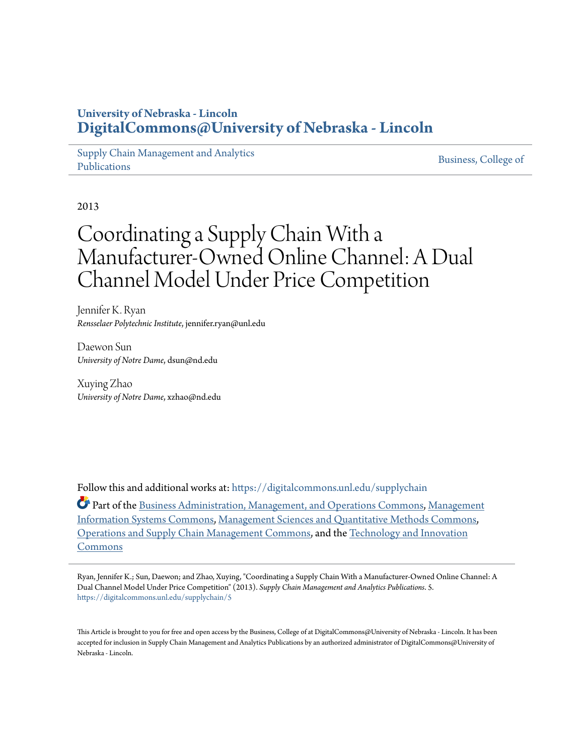University of Nebraska - Lincoln
**DigitalCommons@University of Nebraska - Lincoln**

Supply Chain Management and Analytics Publications | Business, College of

2013

# Coordinating a Supply Chain With a Manufacturer-Owned Online Channel: A Dual Channel Model Under Price Competition

Jennifer K. Ryan
*Rensselaer Polytechnic Institute*, jennifer.ryan@unl.edu

Daewon Sun
*University of Notre Dame*, dsun@nd.edu

Xuying Zhao
*University of Notre Dame*, xzhao@nd.edu

Follow this and additional works at: https://digitalcommons.unl.edu/supplychain

Part of the Business Administration, Management, and Operations Commons, Management Information Systems Commons, Management Sciences and Quantitative Methods Commons, Operations and Supply Chain Management Commons, and the Technology and Innovation Commons

Ryan, Jennifer K.; Sun, Daewon; and Zhao, Xuying, "Coordinating a Supply Chain With a Manufacturer-Owned Online Channel: A Dual Channel Model Under Price Competition" (2013). *Supply Chain Management and Analytics Publications*. 5.
https://digitalcommons.unl.edu/supplychain/5

This Article is brought to you for free and open access by the Business, College of at DigitalCommons@University of Nebraska - Lincoln. It has been accepted for inclusion in Supply Chain Management and Analytics Publications by an authorized administrator of DigitalCommons@University of Nebraska - Lincoln.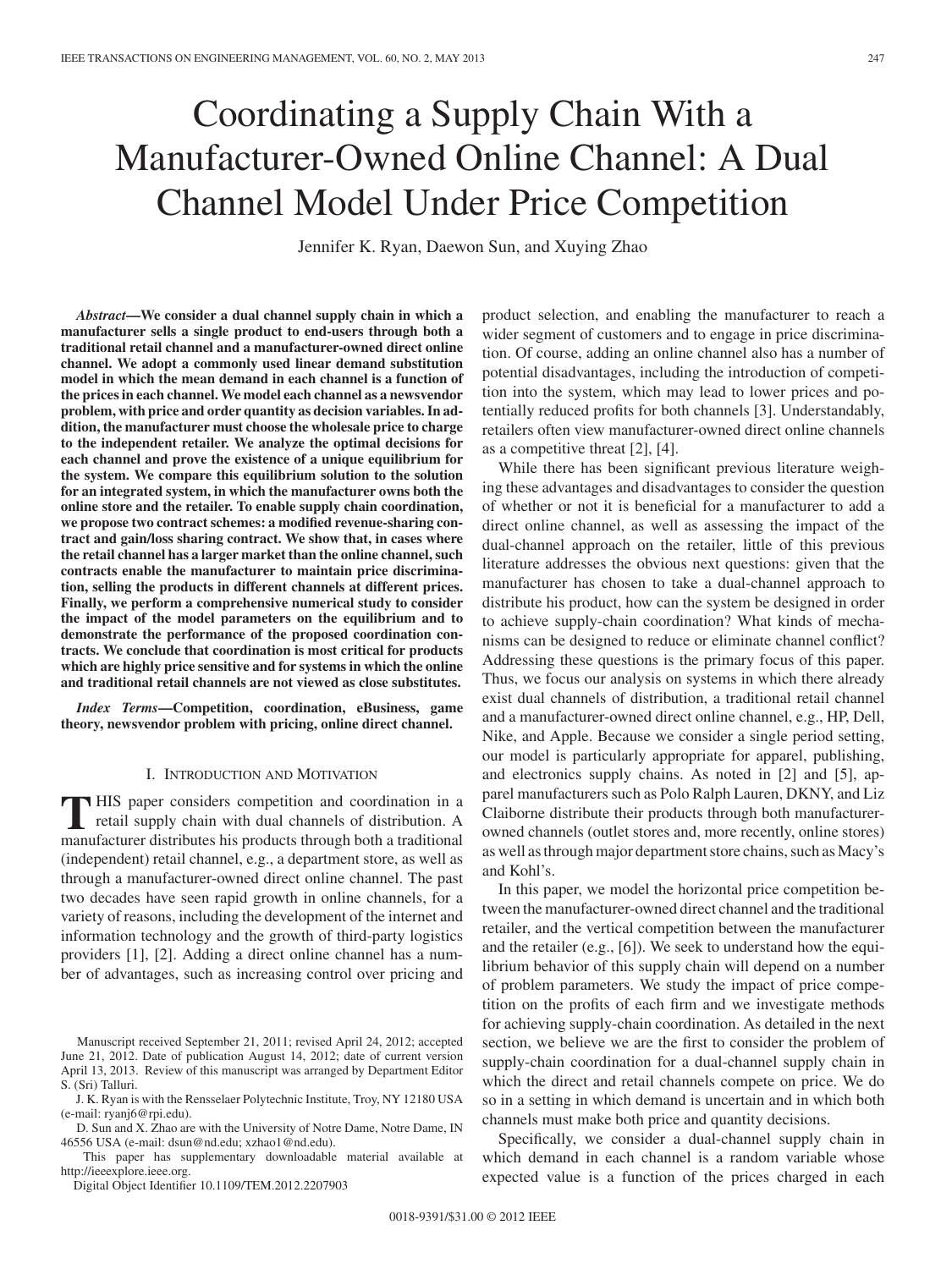# Coordinating a Supply Chain With a Manufacturer-Owned Online Channel: A Dual Channel Model Under Price Competition

Jennifer K. Ryan, Daewon Sun, and Xuying Zhao

***Abstract*—We consider a dual channel supply chain in which a manufacturer sells a single product to end-users through both a traditional retail channel and a manufacturer-owned direct online channel. We adopt a commonly used linear demand substitution model in which the mean demand in each channel is a function of the prices in each channel. We model each channel as a newsvendor problem, with price and order quantity as decision variables. In addition, the manufacturer must choose the wholesale price to charge to the independent retailer. We analyze the optimal decisions for each channel and prove the existence of a unique equilibrium for the system. We compare this equilibrium solution to the solution for an integrated system, in which the manufacturer owns both the online store and the retailer. To enable supply chain coordination, we propose two contract schemes: a modified revenue-sharing contract and gain/loss sharing contract. We show that, in cases where the retail channel has a larger market than the online channel, such contracts enable the manufacturer to maintain price discrimination, selling the products in different channels at different prices. Finally, we perform a comprehensive numerical study to consider the impact of the model parameters on the equilibrium and to demonstrate the performance of the proposed coordination contracts. We conclude that coordination is most critical for products which are highly price sensitive and for systems in which the online and traditional retail channels are not viewed as close substitutes.**

***Index Terms*—Competition, coordination, eBusiness, game theory, newsvendor problem with pricing, online direct channel.**

## I. Introduction and Motivation

THIS paper considers competition and coordination in a retail supply chain with dual channels of distribution. A manufacturer distributes his products through both a traditional (independent) retail channel, e.g., a department store, as well as through a manufacturer-owned direct online channel. The past two decades have seen rapid growth in online channels, for a variety of reasons, including the development of the internet and information technology and the growth of third-party logistics providers [1], [2]. Adding a direct online channel has a number of advantages, such as increasing control over pricing and product selection, and enabling the manufacturer to reach a wider segment of customers and to engage in price discrimination. Of course, adding an online channel also has a number of potential disadvantages, including the introduction of competition into the system, which may lead to lower prices and potentially reduced profits for both channels [3]. Understandably, retailers often view manufacturer-owned direct online channels as a competitive threat [2], [4].

While there has been significant previous literature weighing these advantages and disadvantages to consider the question of whether or not it is beneficial for a manufacturer to add a direct online channel, as well as assessing the impact of the dual-channel approach on the retailer, little of this previous literature addresses the obvious next questions: given that the manufacturer has chosen to take a dual-channel approach to distribute his product, how can the system be designed in order to achieve supply-chain coordination? What kinds of mechanisms can be designed to reduce or eliminate channel conflict? Addressing these questions is the primary focus of this paper. Thus, we focus our analysis on systems in which there already exist dual channels of distribution, a traditional retail channel and a manufacturer-owned direct online channel, e.g., HP, Dell, Nike, and Apple. Because we consider a single period setting, our model is particularly appropriate for apparel, publishing, and electronics supply chains. As noted in [2] and [5], apparel manufacturers such as Polo Ralph Lauren, DKNY, and Liz Claiborne distribute their products through both manufacturer-owned channels (outlet stores and, more recently, online stores) as well as through major department store chains, such as Macy's and Kohl's.

In this paper, we model the horizontal price competition between the manufacturer-owned direct channel and the traditional retailer, and the vertical competition between the manufacturer and the retailer (e.g., [6]). We seek to understand how the equilibrium behavior of this supply chain will depend on a number of problem parameters. We study the impact of price competition on the profits of each firm and we investigate methods for achieving supply-chain coordination. As detailed in the next section, we believe we are the first to consider the problem of supply-chain coordination for a dual-channel supply chain in which the direct and retail channels compete on price. We do so in a setting in which demand is uncertain and in which both channels must make both price and quantity decisions.

Specifically, we consider a dual-channel supply chain in which demand in each channel is a random variable whose expected value is a function of the prices charged in each

Manuscript received September 21, 2011; revised April 24, 2012; accepted June 21, 2012. Date of publication August 14, 2012; date of current version April 13, 2013. Review of this manuscript was arranged by Department Editor S. (Sri) Talluri.

J. K. Ryan is with the Rensselaer Polytechnic Institute, Troy, NY 12180 USA (e-mail: ryanj6@rpi.edu).

D. Sun and X. Zhao are with the University of Notre Dame, Notre Dame, IN 46556 USA (e-mail: dsun@nd.edu; xzhao1@nd.edu).

This paper has supplementary downloadable material available at http://ieeexplore.ieee.org.

Digital Object Identifier 10.1109/TEM.2012.2207903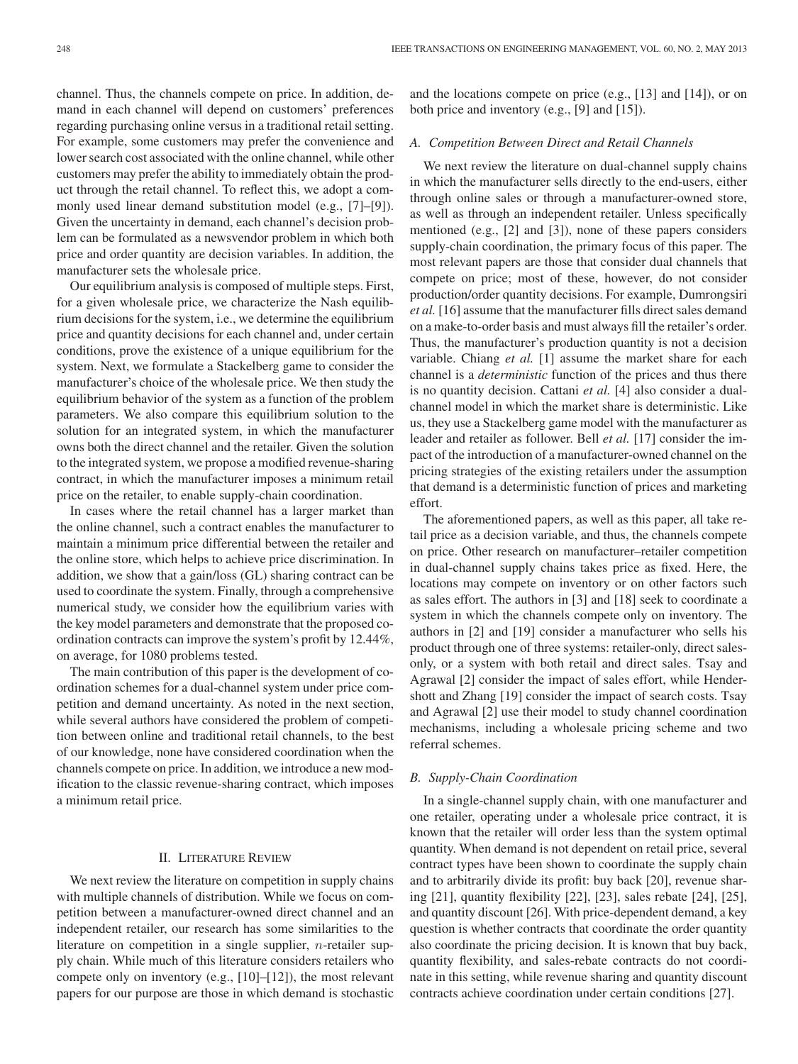channel. Thus, the channels compete on price. In addition, demand in each channel will depend on customers' preferences regarding purchasing online versus in a traditional retail setting. For example, some customers may prefer the convenience and lower search cost associated with the online channel, while other customers may prefer the ability to immediately obtain the product through the retail channel. To reflect this, we adopt a commonly used linear demand substitution model (e.g., [7]–[9]). Given the uncertainty in demand, each channel's decision problem can be formulated as a newsvendor problem in which both price and order quantity are decision variables. In addition, the manufacturer sets the wholesale price.

Our equilibrium analysis is composed of multiple steps. First, for a given wholesale price, we characterize the Nash equilibrium decisions for the system, i.e., we determine the equilibrium price and quantity decisions for each channel and, under certain conditions, prove the existence of a unique equilibrium for the system. Next, we formulate a Stackelberg game to consider the manufacturer's choice of the wholesale price. We then study the equilibrium behavior of the system as a function of the problem parameters. We also compare this equilibrium solution to the solution for an integrated system, in which the manufacturer owns both the direct channel and the retailer. Given the solution to the integrated system, we propose a modified revenue-sharing contract, in which the manufacturer imposes a minimum retail price on the retailer, to enable supply-chain coordination.

In cases where the retail channel has a larger market than the online channel, such a contract enables the manufacturer to maintain a minimum price differential between the retailer and the online store, which helps to achieve price discrimination. In addition, we show that a gain/loss (GL) sharing contract can be used to coordinate the system. Finally, through a comprehensive numerical study, we consider how the equilibrium varies with the key model parameters and demonstrate that the proposed coordination contracts can improve the system's profit by 12.44%, on average, for 1080 problems tested.

The main contribution of this paper is the development of coordination schemes for a dual-channel system under price competition and demand uncertainty. As noted in the next section, while several authors have considered the problem of competition between online and traditional retail channels, to the best of our knowledge, none have considered coordination when the channels compete on price. In addition, we introduce a new modification to the classic revenue-sharing contract, which imposes a minimum retail price.

## II. Literature Review

We next review the literature on competition in supply chains with multiple channels of distribution. While we focus on competition between a manufacturer-owned direct channel and an independent retailer, our research has some similarities to the literature on competition in a single supplier, $n$-retailer supply chain. While much of this literature considers retailers who compete only on inventory (e.g., [10]–[12]), the most relevant papers for our purpose are those in which demand is stochastic and the locations compete on price (e.g., [13] and [14]), or on both price and inventory (e.g., [9] and [15]).

### A. Competition Between Direct and Retail Channels

We next review the literature on dual-channel supply chains in which the manufacturer sells directly to the end-users, either through online sales or through a manufacturer-owned store, as well as through an independent retailer. Unless specifically mentioned (e.g., [2] and [3]), none of these papers considers supply-chain coordination, the primary focus of this paper. The most relevant papers are those that consider dual channels that compete on price; most of these, however, do not consider production/order quantity decisions. For example, Dumrongsiri *et al.* [16] assume that the manufacturer fills direct sales demand on a make-to-order basis and must always fill the retailer's order. Thus, the manufacturer's production quantity is not a decision variable. Chiang *et al.* [1] assume the market share for each channel is a *deterministic* function of the prices and thus there is no quantity decision. Cattani *et al.* [4] also consider a dual-channel model in which the market share is deterministic. Like us, they use a Stackelberg game model with the manufacturer as leader and retailer as follower. Bell *et al.* [17] consider the impact of the introduction of a manufacturer-owned channel on the pricing strategies of the existing retailers under the assumption that demand is a deterministic function of prices and marketing effort.

The aforementioned papers, as well as this paper, all take retail price as a decision variable, and thus, the channels compete on price. Other research on manufacturer–retailer competition in dual-channel supply chains takes price as fixed. Here, the locations may compete on inventory or on other factors such as sales effort. The authors in [3] and [18] seek to coordinate a system in which the channels compete only on inventory. The authors in [2] and [19] consider a manufacturer who sells his product through one of three systems: retailer-only, direct sales-only, or a system with both retail and direct sales. Tsay and Agrawal [2] consider the impact of sales effort, while Hendershott and Zhang [19] consider the impact of search costs. Tsay and Agrawal [2] use their model to study channel coordination mechanisms, including a wholesale pricing scheme and two referral schemes.

### B. Supply-Chain Coordination

In a single-channel supply chain, with one manufacturer and one retailer, operating under a wholesale price contract, it is known that the retailer will order less than the system optimal quantity. When demand is not dependent on retail price, several contract types have been shown to coordinate the supply chain and to arbitrarily divide its profit: buy back [20], revenue sharing [21], quantity flexibility [22], [23], sales rebate [24], [25], and quantity discount [26]. With price-dependent demand, a key question is whether contracts that coordinate the order quantity also coordinate the pricing decision. It is known that buy back, quantity flexibility, and sales-rebate contracts do not coordinate in this setting, while revenue sharing and quantity discount contracts achieve coordination under certain conditions [27].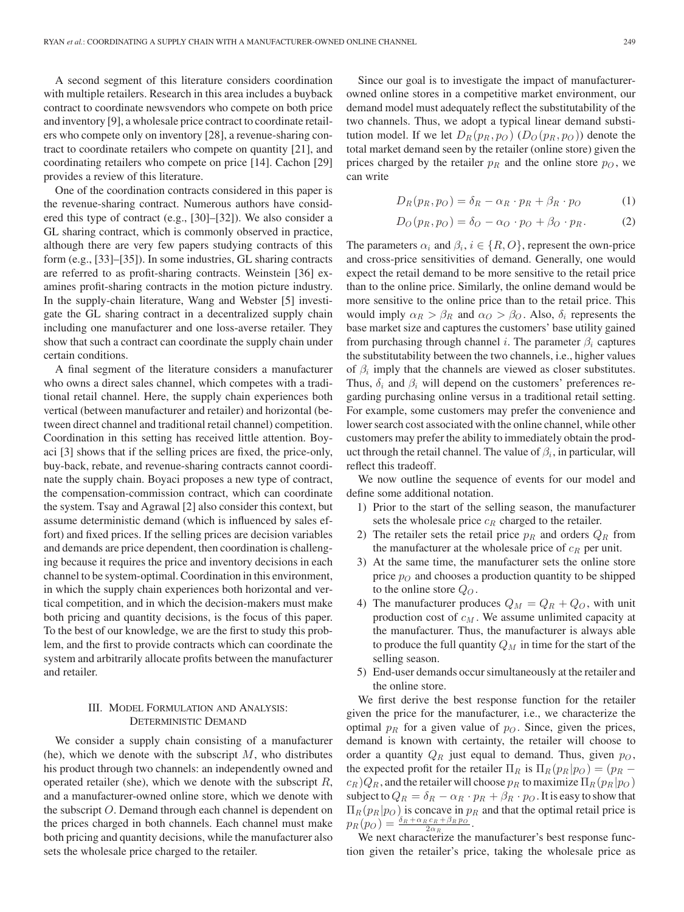A second segment of this literature considers coordination with multiple retailers. Research in this area includes a buyback contract to coordinate newsvendors who compete on both price and inventory [9], a wholesale price contract to coordinate retailers who compete only on inventory [28], a revenue-sharing contract to coordinate retailers who compete on quantity [21], and coordinating retailers who compete on price [14]. Cachon [29] provides a review of this literature.

One of the coordination contracts considered in this paper is the revenue-sharing contract. Numerous authors have considered this type of contract (e.g., [30]–[32]). We also consider a GL sharing contract, which is commonly observed in practice, although there are very few papers studying contracts of this form (e.g., [33]–[35]). In some industries, GL sharing contracts are referred to as profit-sharing contracts. Weinstein [36] examines profit-sharing contracts in the motion picture industry. In the supply-chain literature, Wang and Webster [5] investigate the GL sharing contract in a decentralized supply chain including one manufacturer and one loss-averse retailer. They show that such a contract can coordinate the supply chain under certain conditions.

A final segment of the literature considers a manufacturer who owns a direct sales channel, which competes with a traditional retail channel. Here, the supply chain experiences both vertical (between manufacturer and retailer) and horizontal (between direct channel and traditional retail channel) competition. Coordination in this setting has received little attention. Boyaci [3] shows that if the selling prices are fixed, the price-only, buy-back, rebate, and revenue-sharing contracts cannot coordinate the supply chain. Boyaci proposes a new type of contract, the compensation-commission contract, which can coordinate the system. Tsay and Agrawal [2] also consider this context, but assume deterministic demand (which is influenced by sales effort) and fixed prices. If the selling prices are decision variables and demands are price dependent, then coordination is challenging because it requires the price and inventory decisions in each channel to be system-optimal. Coordination in this environment, in which the supply chain experiences both horizontal and vertical competition, and in which the decision-makers must make both pricing and quantity decisions, is the focus of this paper. To the best of our knowledge, we are the first to study this problem, and the first to provide contracts which can coordinate the system and arbitrarily allocate profits between the manufacturer and retailer.

## III. Model Formulation and Analysis: Deterministic Demand

We consider a supply chain consisting of a manufacturer (he), which we denote with the subscript $M$, who distributes his product through two channels: an independently owned and operated retailer (she), which we denote with the subscript $R$, and a manufacturer-owned online store, which we denote with the subscript $O$. Demand through each channel is dependent on the prices charged in both channels. Each channel must make both pricing and quantity decisions, while the manufacturer also sets the wholesale price charged to the retailer.

Since our goal is to investigate the impact of manufacturer-owned online stores in a competitive market environment, our demand model must adequately reflect the substitutability of the two channels. Thus, we adopt a typical linear demand substitution model. If we let $D_R(p_R, p_O)$ ($D_O(p_R, p_O)$) denote the total market demand seen by the retailer (online store) given the prices charged by the retailer $p_R$ and the online store $p_O$, we can write

$$D_R(p_R, p_O) = \delta_R - \alpha_R \cdot p_R + \beta_R \cdot p_O \qquad (1)$$

$$D_O(p_R, p_O) = \delta_O - \alpha_O \cdot p_O + \beta_O \cdot p_R. \qquad (2)$$

The parameters $\alpha_i$ and $\beta_i$, $i \in \{R, O\}$, represent the own-price and cross-price sensitivities of demand. Generally, one would expect the retail demand to be more sensitive to the retail price than to the online price. Similarly, the online demand would be more sensitive to the online price than to the retail price. This would imply $\alpha_R > \beta_R$ and $\alpha_O > \beta_O$. Also, $\delta_i$ represents the base market size and captures the customers' base utility gained from purchasing through channel $i$. The parameter $\beta_i$ captures the substitutability between the two channels, i.e., higher values of $\beta_i$ imply that the channels are viewed as closer substitutes. Thus, $\delta_i$ and $\beta_i$ will depend on the customers' preferences regarding purchasing online versus in a traditional retail setting. For example, some customers may prefer the convenience and lower search cost associated with the online channel, while other customers may prefer the ability to immediately obtain the product through the retail channel. The value of $\beta_i$, in particular, will reflect this tradeoff.

We now outline the sequence of events for our model and define some additional notation.

1) Prior to the start of the selling season, the manufacturer sets the wholesale price $c_R$ charged to the retailer.
2) The retailer sets the retail price $p_R$ and orders $Q_R$ from the manufacturer at the wholesale price of $c_R$ per unit.
3) At the same time, the manufacturer sets the online store price $p_O$ and chooses a production quantity to be shipped to the online store $Q_O$.
4) The manufacturer produces $Q_M = Q_R + Q_O$, with unit production cost of $c_M$. We assume unlimited capacity at the manufacturer. Thus, the manufacturer is always able to produce the full quantity $Q_M$ in time for the start of the selling season.
5) End-user demands occur simultaneously at the retailer and the online store.

We first derive the best response function for the retailer given the price for the manufacturer, i.e., we characterize the optimal $p_R$ for a given value of $p_O$. Since, given the prices, demand is known with certainty, the retailer will choose to order a quantity $Q_R$ just equal to demand. Thus, given $p_O$, the expected profit for the retailer $\Pi_R$ is $\Pi_R(p_R|p_O) = (p_R - c_R)Q_R$, and the retailer will choose $p_R$ to maximize $\Pi_R(p_R|p_O)$ subject to $Q_R = \delta_R - \alpha_R \cdot p_R + \beta_R \cdot p_O$. It is easy to show that $\Pi_R(p_R|p_O)$ is concave in $p_R$ and that the optimal retail price is $p_R(p_O) = \frac{\delta_R + \alpha_R c_R + \beta_R p_O}{2\alpha_R}$.

We next characterize the manufacturer's best response function given the retailer's price, taking the wholesale price as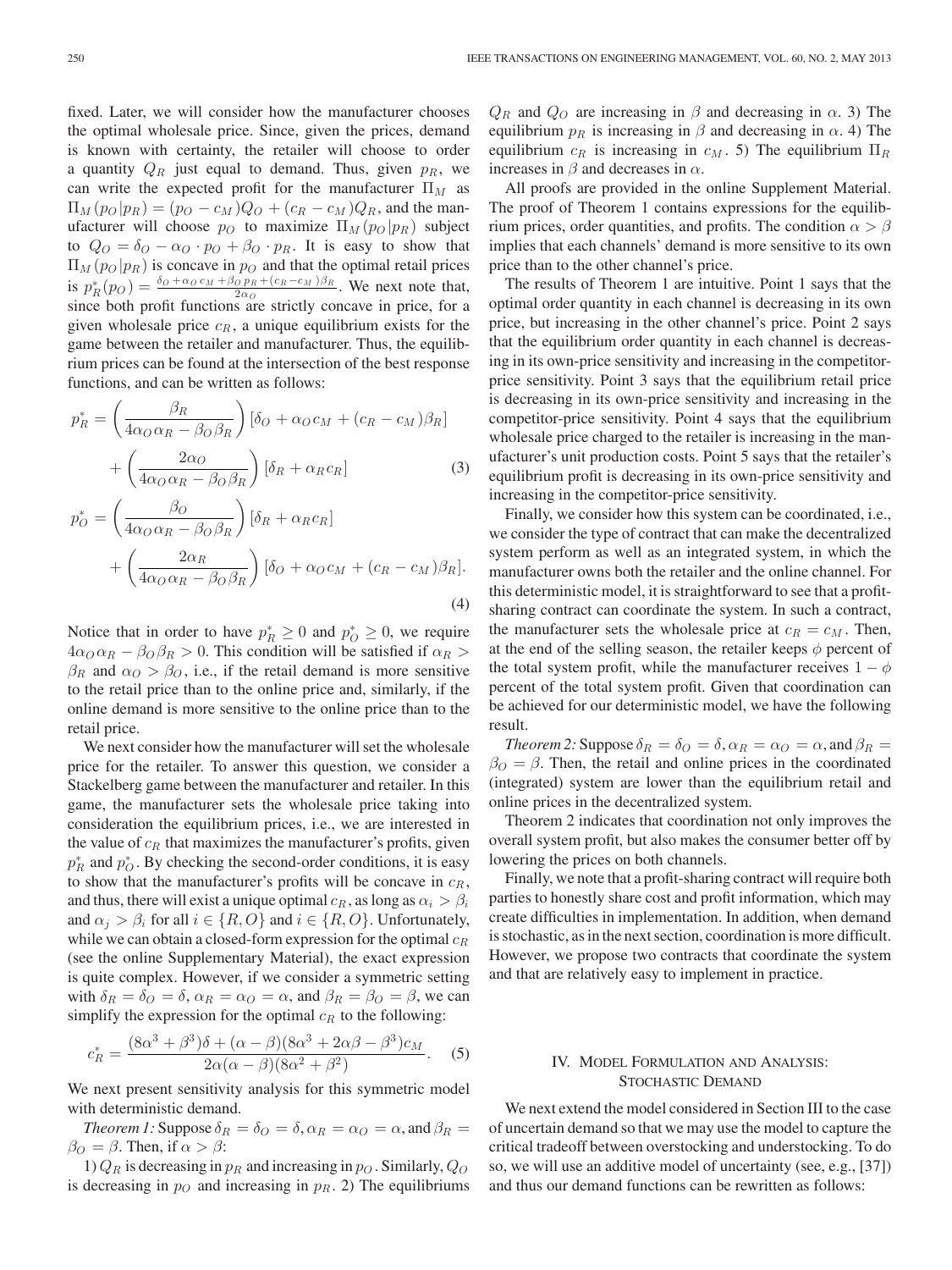fixed. Later, we will consider how the manufacturer chooses the optimal wholesale price. Since, given the prices, demand is known with certainty, the retailer will choose to order a quantity $Q_R$ just equal to demand. Thus, given $p_R$, we can write the expected profit for the manufacturer $\Pi_M$ as $\Pi_M(p_O|p_R) = (p_O - c_M)Q_O + (c_R - c_M)Q_R$, and the manufacturer will choose $p_O$ to maximize $\Pi_M(p_O|p_R)$ subject to $Q_O = \delta_O - \alpha_O \cdot p_O + \beta_O \cdot p_R$. It is easy to show that $\Pi_M(p_O|p_R)$ is concave in $p_O$ and that the optimal retail prices is $p_R^*(p_O) = \frac{\delta_O + \alpha_O c_M + \beta_O p_R + (c_R - c_M)\beta_R}{2\alpha_O}$. We next note that, since both profit functions are strictly concave in price, for a given wholesale price $c_R$, a unique equilibrium exists for the game between the retailer and manufacturer. Thus, the equilibrium prices can be found at the intersection of the best response functions, and can be written as follows:

$$p_R^* = \left(\frac{\beta_R}{4\alpha_O\alpha_R - \beta_O\beta_R}\right)[\delta_O + \alpha_O c_M + (c_R - c_M)\beta_R] + \left(\frac{2\alpha_O}{4\alpha_O\alpha_R - \beta_O\beta_R}\right)[\delta_R + \alpha_R c_R] \tag{3}$$

$$p_O^* = \left(\frac{\beta_O}{4\alpha_O\alpha_R - \beta_O\beta_R}\right)[\delta_R + \alpha_R c_R] + \left(\frac{2\alpha_R}{4\alpha_O\alpha_R - \beta_O\beta_R}\right)[\delta_O + \alpha_O c_M + (c_R - c_M)\beta_R]. \tag{4}$$

Notice that in order to have $p_R^* \geq 0$ and $p_O^* \geq 0$, we require $4\alpha_O\alpha_R - \beta_O\beta_R > 0$. This condition will be satisfied if $\alpha_R > \beta_R$ and $\alpha_O > \beta_O$, i.e., if the retail demand is more sensitive to the retail price than to the online price and, similarly, if the online demand is more sensitive to the online price than to the retail price.

We next consider how the manufacturer will set the wholesale price for the retailer. To answer this question, we consider a Stackelberg game between the manufacturer and retailer. In this game, the manufacturer sets the wholesale price taking into consideration the equilibrium prices, i.e., we are interested in the value of $c_R$ that maximizes the manufacturer's profits, given $p_R^*$ and $p_O^*$. By checking the second-order conditions, it is easy to show that the manufacturer's profits will be concave in $c_R$, and thus, there will exist a unique optimal $c_R$, as long as $\alpha_i > \beta_i$ and $\alpha_j > \beta_i$ for all $i \in \{R, O\}$ and $i \in \{R, O\}$. Unfortunately, while we can obtain a closed-form expression for the optimal $c_R$ (see the online Supplementary Material), the exact expression is quite complex. However, if we consider a symmetric setting with $\delta_R = \delta_O = \delta$, $\alpha_R = \alpha_O = \alpha$, and $\beta_R = \beta_O = \beta$, we can simplify the expression for the optimal $c_R$ to the following:

$$c_R^* = \frac{(8\alpha^3 + \beta^3)\delta + (\alpha - \beta)(8\alpha^3 + 2\alpha\beta - \beta^3)c_M}{2\alpha(\alpha - \beta)(8\alpha^2 + \beta^2)}. \tag{5}$$

We next present sensitivity analysis for this symmetric model with deterministic demand.

*Theorem 1:* Suppose $\delta_R = \delta_O = \delta, \alpha_R = \alpha_O = \alpha$, and $\beta_R = \beta_O = \beta$. Then, if $\alpha > \beta$:

1) $Q_R$ is decreasing in $p_R$ and increasing in $p_O$. Similarly, $Q_O$ is decreasing in $p_O$ and increasing in $p_R$. 2) The equilibriums $Q_R$ and $Q_O$ are increasing in $\beta$ and decreasing in $\alpha$. 3) The equilibrium $p_R$ is increasing in $\beta$ and decreasing in $\alpha$. 4) The equilibrium $c_R$ is increasing in $c_M$. 5) The equilibrium $\Pi_R$ increases in $\beta$ and decreases in $\alpha$.

All proofs are provided in the online Supplement Material. The proof of Theorem 1 contains expressions for the equilibrium prices, order quantities, and profits. The condition $\alpha > \beta$ implies that each channels' demand is more sensitive to its own price than to the other channel's price.

The results of Theorem 1 are intuitive. Point 1 says that the optimal order quantity in each channel is decreasing in its own price, but increasing in the other channel's price. Point 2 says that the equilibrium order quantity in each channel is decreasing in its own-price sensitivity and increasing in the competitor-price sensitivity. Point 3 says that the equilibrium retail price is decreasing in its own-price sensitivity and increasing in the competitor-price sensitivity. Point 4 says that the equilibrium wholesale price charged to the retailer is increasing in the manufacturer's unit production costs. Point 5 says that the retailer's equilibrium profit is decreasing in its own-price sensitivity and increasing in the competitor-price sensitivity.

Finally, we consider how this system can be coordinated, i.e., we consider the type of contract that can make the decentralized system perform as well as an integrated system, in which the manufacturer owns both the retailer and the online channel. For this deterministic model, it is straightforward to see that a profit-sharing contract can coordinate the system. In such a contract, the manufacturer sets the wholesale price at $c_R = c_M$. Then, at the end of the selling season, the retailer keeps $\phi$ percent of the total system profit, while the manufacturer receives $1 - \phi$ percent of the total system profit. Given that coordination can be achieved for our deterministic model, we have the following result.

*Theorem 2:* Suppose $\delta_R = \delta_O = \delta, \alpha_R = \alpha_O = \alpha$, and $\beta_R = \beta_O = \beta$. Then, the retail and online prices in the coordinated (integrated) system are lower than the equilibrium retail and online prices in the decentralized system.

Theorem 2 indicates that coordination not only improves the overall system profit, but also makes the consumer better off by lowering the prices on both channels.

Finally, we note that a profit-sharing contract will require both parties to honestly share cost and profit information, which may create difficulties in implementation. In addition, when demand is stochastic, as in the next section, coordination is more difficult. However, we propose two contracts that coordinate the system and that are relatively easy to implement in practice.

## IV. Model Formulation and Analysis: Stochastic Demand

We next extend the model considered in Section III to the case of uncertain demand so that we may use the model to capture the critical tradeoff between overstocking and understocking. To do so, we will use an additive model of uncertainty (see, e.g., [37]) and thus our demand functions can be rewritten as follows: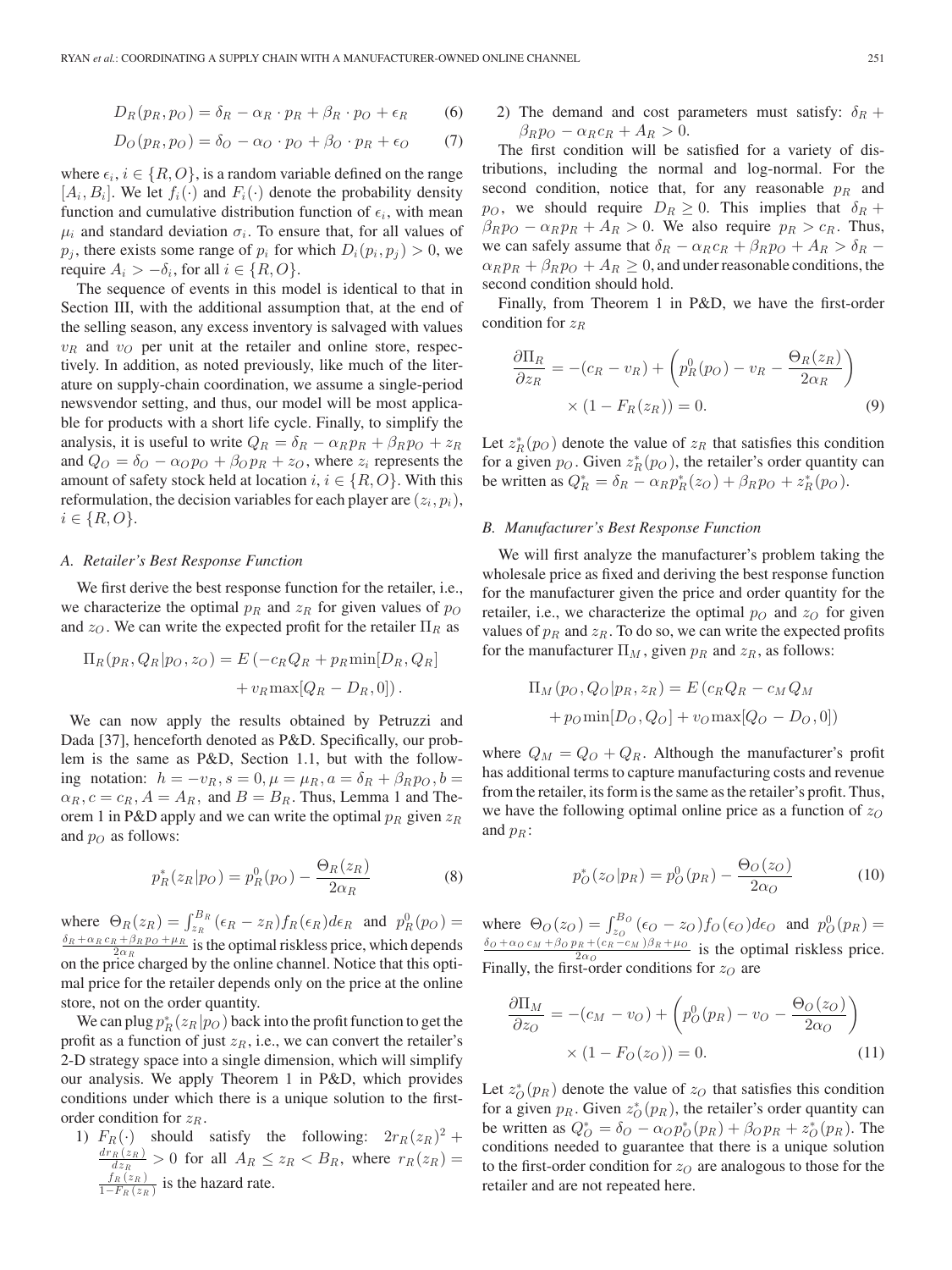$$D_R(p_R, p_O) = \delta_R - \alpha_R \cdot p_R + \beta_R \cdot p_O + \epsilon_R \tag{6}$$

$$D_O(p_R, p_O) = \delta_O - \alpha_O \cdot p_O + \beta_O \cdot p_R + \epsilon_O \tag{7}$$

where $\epsilon_i, i \in \{R, O\}$, is a random variable defined on the range $[A_i, B_i]$. We let $f_i(\cdot)$ and $F_i(\cdot)$ denote the probability density function and cumulative distribution function of $\epsilon_i$, with mean $\mu_i$ and standard deviation $\sigma_i$. To ensure that, for all values of $p_j$, there exists some range of $p_i$ for which $D_i(p_i, p_j) > 0$, we require $A_i > -\delta_i$, for all $i \in \{R, O\}$.

The sequence of events in this model is identical to that in Section III, with the additional assumption that, at the end of the selling season, any excess inventory is salvaged with values $v_R$ and $v_O$ per unit at the retailer and online store, respectively. In addition, as noted previously, like much of the literature on supply-chain coordination, we assume a single-period newsvendor setting, and thus, our model will be most applicable for products with a short life cycle. Finally, to simplify the analysis, it is useful to write $Q_R = \delta_R - \alpha_R p_R + \beta_R p_O + z_R$ and $Q_O = \delta_O - \alpha_O p_O + \beta_O p_R + z_O$, where $z_i$ represents the amount of safety stock held at location $i$, $i \in \{R, O\}$. With this reformulation, the decision variables for each player are $(z_i, p_i)$, $i \in \{R, O\}$.

### A. Retailer's Best Response Function

We first derive the best response function for the retailer, i.e., we characterize the optimal $p_R$ and $z_R$ for given values of $p_O$ and $z_O$. We can write the expected profit for the retailer $\Pi_R$ as

$$\Pi_R(p_R, Q_R | p_O, z_O) = E\left(-c_R Q_R + p_R \min[D_R, Q_R] + v_R \max[Q_R - D_R, 0]\right).$$

We can now apply the results obtained by Petruzzi and Dada [37], henceforth denoted as P&D. Specifically, our problem is the same as P&D, Section 1.1, but with the following notation: $h = -v_R, s = 0, \mu = \mu_R, a = \delta_R + \beta_R p_O, b = \alpha_R, c = c_R, A = A_R$, and $B = B_R$. Thus, Lemma 1 and Theorem 1 in P&D apply and we can write the optimal $p_R$ given $z_R$ and $p_O$ as follows:

$$p_R^*(z_R | p_O) = p_R^0(p_O) - \frac{\Theta_R(z_R)}{2\alpha_R} \tag{8}$$

where $\Theta_R(z_R) = \int_{z_R}^{B_R} (\epsilon_R - z_R) f_R(\epsilon_R) d\epsilon_R$ and $p_R^0(p_O) = \frac{\delta_R + \alpha_R c_R + \beta_R p_O + \mu_R}{2\alpha_R}$ is the optimal riskless price, which depends on the price charged by the online channel. Notice that this optimal price for the retailer depends only on the price at the online store, not on the order quantity.

We can plug $p_R^*(z_R | p_O)$ back into the profit function to get the profit as a function of just $z_R$, i.e., we can convert the retailer's 2-D strategy space into a single dimension, which will simplify our analysis. We apply Theorem 1 in P&D, which provides conditions under which there is a unique solution to the first-order condition for $z_R$.

1) $F_R(\cdot)$ should satisfy the following: $2r_R(z_R)^2 + \frac{dr_R(z_R)}{dz_R} > 0$ for all $A_R \leq z_R < B_R$, where $r_R(z_R) = \frac{f_R(z_R)}{1 - F_R(z_R)}$ is the hazard rate.
2) The demand and cost parameters must satisfy: $\delta_R + \beta_R p_O - \alpha_R c_R + A_R > 0$.

The first condition will be satisfied for a variety of distributions, including the normal and log-normal. For the second condition, notice that, for any reasonable $p_R$ and $p_O$, we should require $D_R \geq 0$. This implies that $\delta_R + \beta_R p_O - \alpha_R p_R + A_R > 0$. We also require $p_R > c_R$. Thus, we can safely assume that $\delta_R - \alpha_R c_R + \beta_R p_O + A_R > \delta_R - \alpha_R p_R + \beta_R p_O + A_R \geq 0$, and under reasonable conditions, the second condition should hold.

Finally, from Theorem 1 in P&D, we have the first-order condition for $z_R$

$$\frac{\partial \Pi_R}{\partial z_R} = -(c_R - v_R) + \left(p_R^0(p_O) - v_R - \frac{\Theta_R(z_R)}{2\alpha_R}\right) \times (1 - F_R(z_R)) = 0. \tag{9}$$

Let $z_R^*(p_O)$ denote the value of $z_R$ that satisfies this condition for a given $p_O$. Given $z_R^*(p_O)$, the retailer's order quantity can be written as $Q_R^* = \delta_R - \alpha_R p_R^*(z_O) + \beta_R p_O + z_R^*(p_O)$.

### B. Manufacturer's Best Response Function

We will first analyze the manufacturer's problem taking the wholesale price as fixed and deriving the best response function for the manufacturer given the price and order quantity for the retailer, i.e., we characterize the optimal $p_O$ and $z_O$ for given values of $p_R$ and $z_R$. To do so, we can write the expected profits for the manufacturer $\Pi_M$, given $p_R$ and $z_R$, as follows:

$$\Pi_M(p_O, Q_O | p_R, z_R) = E\left(c_R Q_R - c_M Q_M + p_O \min[D_O, Q_O] + v_O \max[Q_O - D_O, 0]\right)$$

where $Q_M = Q_O + Q_R$. Although the manufacturer's profit has additional terms to capture manufacturing costs and revenue from the retailer, its form is the same as the retailer's profit. Thus, we have the following optimal online price as a function of $z_O$ and $p_R$:

$$p_O^*(z_O | p_R) = p_O^0(p_R) - \frac{\Theta_O(z_O)}{2\alpha_O} \tag{10}$$

where $\Theta_O(z_O) = \int_{z_O}^{B_O} (\epsilon_O - z_O) f_O(\epsilon_O) d\epsilon_O$ and $p_O^0(p_R) = \frac{\delta_O + \alpha_O c_M + \beta_O p_R + (c_R - c_M)\beta_R + \mu_O}{2\alpha_O}$ is the optimal riskless price. Finally, the first-order conditions for $z_O$ are

$$\frac{\partial \Pi_M}{\partial z_O} = -(c_M - v_O) + \left(p_O^0(p_R) - v_O - \frac{\Theta_O(z_O)}{2\alpha_O}\right) \times (1 - F_O(z_O)) = 0. \tag{11}$$

Let $z_O^*(p_R)$ denote the value of $z_O$ that satisfies this condition for a given $p_R$. Given $z_O^*(p_R)$, the retailer's order quantity can be written as $Q_O^* = \delta_O - \alpha_O p_O^*(p_R) + \beta_O p_R + z_O^*(p_R)$. The conditions needed to guarantee that there is a unique solution to the first-order condition for $z_O$ are analogous to those for the retailer and are not repeated here.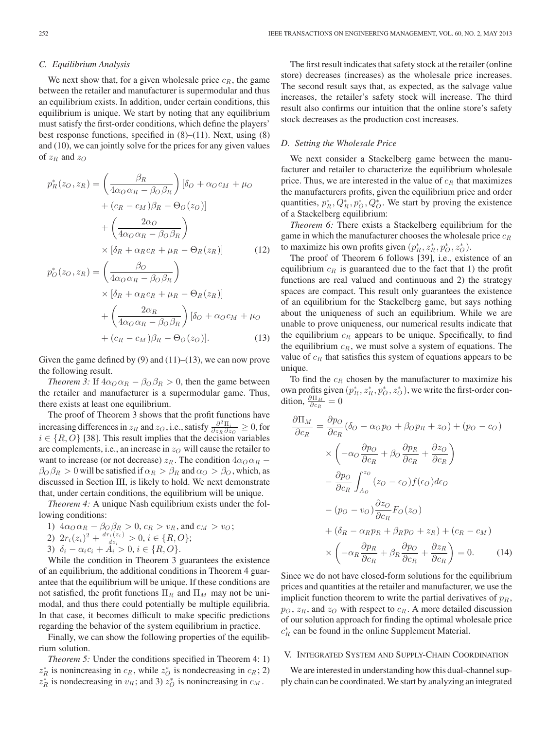### C. Equilibrium Analysis

We next show that, for a given wholesale price $c_R$, the game between the retailer and manufacturer is supermodular and thus an equilibrium exists. In addition, under certain conditions, this equilibrium is unique. We start by noting that any equilibrium must satisfy the first-order conditions, which define the players' best response functions, specified in (8)–(11). Next, using (8) and (10), we can jointly solve for the prices for any given values of $z_R$ and $z_O$

$$
\begin{aligned}
p_R^*(z_O, z_R) &= \left(\frac{\beta_R}{4\alpha_O\alpha_R - \beta_O\beta_R}\right)[\delta_O + \alpha_O c_M + \mu_O \\
&\quad + (c_R - c_M)\beta_R - \Theta_O(z_O)] \\
&\quad + \left(\frac{2\alpha_O}{4\alpha_O\alpha_R - \beta_O\beta_R}\right) \\
&\quad \times [\delta_R + \alpha_R c_R + \mu_R - \Theta_R(z_R)] \qquad (12)
\end{aligned}
$$

$$
\begin{aligned}
p_O^*(z_O, z_R) &= \left(\frac{\beta_O}{4\alpha_O\alpha_R - \beta_O\beta_R}\right) \\
&\quad \times [\delta_R + \alpha_R c_R + \mu_R - \Theta_R(z_R)] \\
&\quad + \left(\frac{2\alpha_R}{4\alpha_O\alpha_R - \beta_O\beta_R}\right)[\delta_O + \alpha_O c_M + \mu_O \\
&\quad + (c_R - c_M)\beta_R - \Theta_O(z_O)]. \qquad (13)
\end{aligned}
$$

Given the game defined by (9) and (11)–(13), we can now prove the following result.

*Theorem 3:* If $4\alpha_O\alpha_R - \beta_O\beta_R > 0$, then the game between the retailer and manufacturer is a supermodular game. Thus, there exists at least one equilibrium.

The proof of Theorem 3 shows that the profit functions have increasing differences in $z_R$ and $z_O$, i.e., satisfy $\frac{\partial^2 \Pi_i}{\partial z_R \partial z_O} \geq 0$, for $i \in \{R, O\}$ [38]. This result implies that the decision variables are complements, i.e., an increase in $z_O$ will cause the retailer to want to increase (or not decrease) $z_R$. The condition $4\alpha_O\alpha_R - \beta_O\beta_R > 0$ will be satisfied if $\alpha_R > \beta_R$ and $\alpha_O > \beta_O$, which, as discussed in Section III, is likely to hold. We next demonstrate that, under certain conditions, the equilibrium will be unique.

*Theorem 4:* A unique Nash equilibrium exists under the following conditions:

1) $4\alpha_O\alpha_R - \beta_O\beta_R > 0$, $c_R > v_R$, and $c_M > v_O$;
2) $2r_i(z_i)^2 + \frac{dr_i(z_i)}{dz_i} > 0$, $i \in \{R, O\}$;
3) $\delta_i - \alpha_i c_i + A_i > 0$, $i \in \{R, O\}$.

While the condition in Theorem 3 guarantees the existence of an equilibrium, the additional conditions in Theorem 4 guarantee that the equilibrium will be unique. If these conditions are not satisfied, the profit functions $\Pi_R$ and $\Pi_M$ may not be unimodal, and thus there could potentially be multiple equilibria. In that case, it becomes difficult to make specific predictions regarding the behavior of the system equilibrium in practice.

Finally, we can show the following properties of the equilibrium solution.

*Theorem 5:* Under the conditions specified in Theorem 4: 1) $z_R^*$ is nonincreasing in $c_R$, while $z_O^*$ is nondecreasing in $c_R$; 2) $z_R^*$ is nondecreasing in $v_R$; and 3) $z_O^*$ is nonincreasing in $c_M$.

The first result indicates that safety stock at the retailer (online store) decreases (increases) as the wholesale price increases. The second result says that, as expected, as the salvage value increases, the retailer's safety stock will increase. The third result also confirms our intuition that the online store's safety stock decreases as the production cost increases.

### D. Setting the Wholesale Price

We next consider a Stackelberg game between the manufacturer and retailer to characterize the equilibrium wholesale price. Thus, we are interested in the value of $c_R$ that maximizes the manufacturers profits, given the equilibrium price and order quantities, $p_R^*, Q_R^*, p_O^*, Q_O^*$. We start by proving the existence of a Stackelberg equilibrium:

*Theorem 6:* There exists a Stackelberg equilibrium for the game in which the manufacturer chooses the wholesale price $c_R$ to maximize his own profits given $(p_R^*, z_R^*, p_O^*, z_O^*)$.

The proof of Theorem 6 follows [39], i.e., existence of an equilibrium $c_R$ is guaranteed due to the fact that 1) the profit functions are real valued and continuous and 2) the strategy spaces are compact. This result only guarantees the existence of an equilibrium for the Stackelberg game, but says nothing about the uniqueness of such an equilibrium. While we are unable to prove uniqueness, our numerical results indicate that the equilibrium $c_R$ appears to be unique. Specifically, to find the equilibrium $c_R$, we must solve a system of equations. The value of $c_R$ that satisfies this system of equations appears to be unique.

To find the $c_R$ chosen by the manufacturer to maximize his own profits given $(p_R^*, z_R^*, p_O^*, z_O^*)$, we write the first-order condition, $\frac{\partial \Pi_M}{\partial c_R} = 0$

$$
\begin{aligned}
\frac{\partial \Pi_M}{\partial c_R} &= \frac{\partial p_O}{\partial c_R}(\delta_O - \alpha_O p_O + \beta_O p_R + z_O) + (p_O - c_O) \\
&\quad \times \left(-\alpha_O \frac{\partial p_O}{\partial c_R} + \beta_O \frac{\partial p_R}{\partial c_R} + \frac{\partial z_O}{\partial c_R}\right) \\
&\quad - \frac{\partial p_O}{\partial c_R}\int_{A_O}^{z_O}(z_O - \epsilon_O) f(\epsilon_O) d\epsilon_O \\
&\quad - (p_O - v_O)\frac{\partial z_O}{\partial c_R} F_O(z_O) \\
&\quad + (\delta_R - \alpha_R p_R + \beta_R p_O + z_R) + (c_R - c_M) \\
&\quad \times \left(-\alpha_R \frac{\partial p_R}{\partial c_R} + \beta_R \frac{\partial p_O}{\partial c_R} + \frac{\partial z_R}{\partial c_R}\right) = 0. \qquad (14)
\end{aligned}
$$

Since we do not have closed-form solutions for the equilibrium prices and quantities at the retailer and manufacturer, we use the implicit function theorem to write the partial derivatives of $p_R$, $p_O$, $z_R$, and $z_O$ with respect to $c_R$. A more detailed discussion of our solution approach for finding the optimal wholesale price $c_R^*$ can be found in the online Supplement Material.

## V. Integrated System and Supply-Chain Coordination

We are interested in understanding how this dual-channel supply chain can be coordinated. We start by analyzing an integrated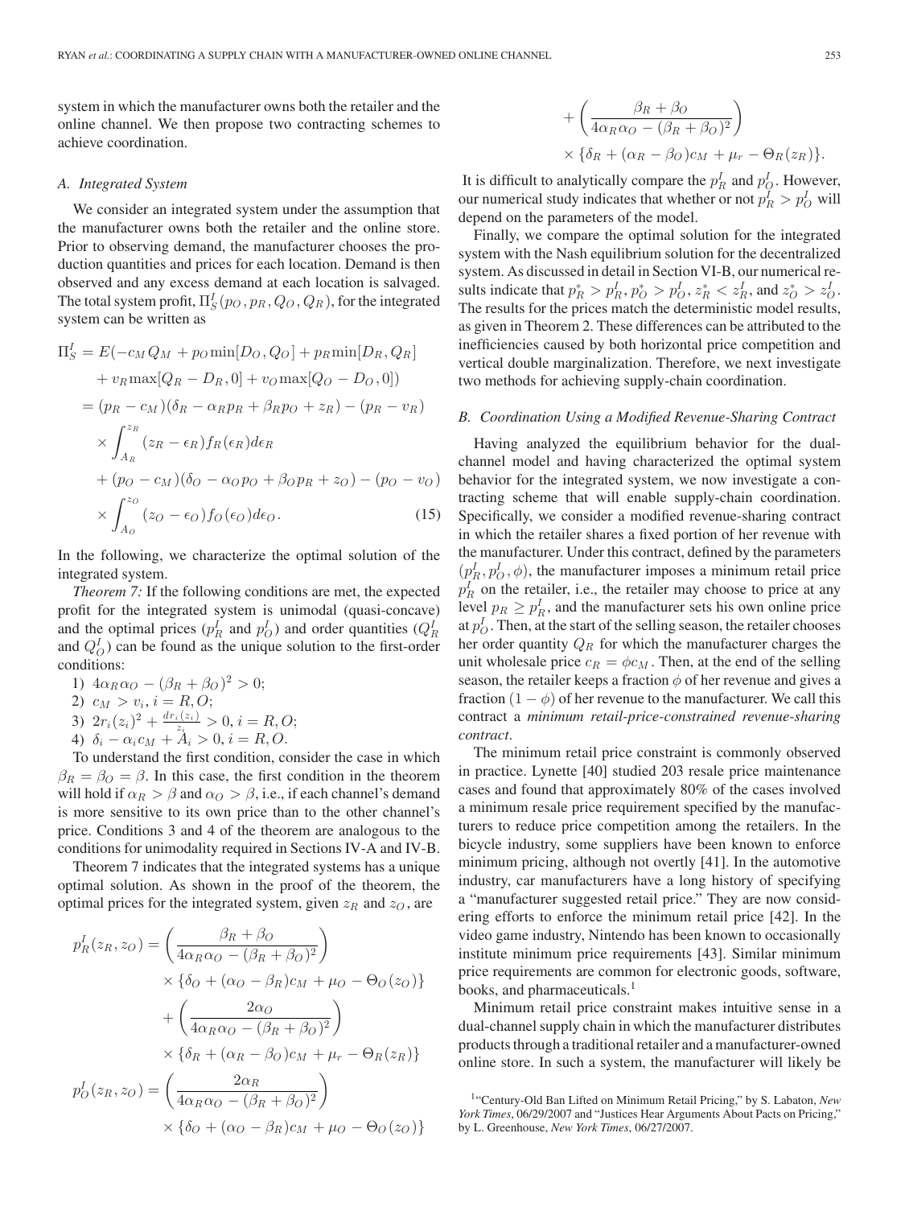system in which the manufacturer owns both the retailer and the online channel. We then propose two contracting schemes to achieve coordination.

### A. Integrated System

We consider an integrated system under the assumption that the manufacturer owns both the retailer and the online store. Prior to observing demand, the manufacturer chooses the production quantities and prices for each location. Demand is then observed and any excess demand at each location is salvaged. The total system profit, $\Pi_S^I(p_O, p_R, Q_O, Q_R)$, for the integrated system can be written as

$$
\begin{aligned}
\Pi_S^I &= E(-c_M Q_M + p_O \min[D_O, Q_O] + p_R \min[D_R, Q_R] \\
&\quad + v_R \max[Q_R - D_R, 0] + v_O \max[Q_O - D_O, 0]) \\
&= (p_R - c_M)(\delta_R - \alpha_R p_R + \beta_R p_O + z_R) - (p_R - v_R) \\
&\quad \times \int_{A_R}^{z_R} (z_R - \epsilon_R) f_R(\epsilon_R) d\epsilon_R \\
&\quad + (p_O - c_M)(\delta_O - \alpha_O p_O + \beta_O p_R + z_O) - (p_O - v_O) \\
&\quad \times \int_{A_O}^{z_O} (z_O - \epsilon_O) f_O(\epsilon_O) d\epsilon_O. \qquad (15)
\end{aligned}
$$

In the following, we characterize the optimal solution of the integrated system.

*Theorem 7:* If the following conditions are met, the expected profit for the integrated system is unimodal (quasi-concave) and the optimal prices ($p_R^I$ and $p_O^I$) and order quantities ($Q_R^I$ and $Q_O^I$) can be found as the unique solution to the first-order conditions:

1) $4\alpha_R\alpha_O - (\beta_R + \beta_O)^2 > 0$;
2) $c_M > v_i, i = R, O$;
3) $2r_i(z_i)^2 + \frac{dr_i(z_i)}{z_i} > 0, i = R, O$;
4) $\delta_i - \alpha_i c_M + A_i > 0, i = R, O$.

To understand the first condition, consider the case in which $\beta_R = \beta_O = \beta$. In this case, the first condition in the theorem will hold if $\alpha_R > \beta$ and $\alpha_O > \beta$, i.e., if each channel's demand is more sensitive to its own price than to the other channel's price. Conditions 3 and 4 of the theorem are analogous to the conditions for unimodality required in Sections IV-A and IV-B.

Theorem 7 indicates that the integrated systems has a unique optimal solution. As shown in the proof of the theorem, the optimal prices for the integrated system, given $z_R$ and $z_O$, are

$$
\begin{aligned}
p_R^I(z_R, z_O) &= \left(\frac{\beta_R + \beta_O}{4\alpha_R\alpha_O - (\beta_R + \beta_O)^2}\right) \\
&\quad \times \{\delta_O + (\alpha_O - \beta_R)c_M + \mu_O - \Theta_O(z_O)\} \\
&\quad + \left(\frac{2\alpha_O}{4\alpha_R\alpha_O - (\beta_R + \beta_O)^2}\right) \\
&\quad \times \{\delta_R + (\alpha_R - \beta_O)c_M + \mu_r - \Theta_R(z_R)\} \\
p_O^I(z_R, z_O) &= \left(\frac{2\alpha_R}{4\alpha_R\alpha_O - (\beta_R + \beta_O)^2}\right) \\
&\quad \times \{\delta_O + (\alpha_O - \beta_R)c_M + \mu_O - \Theta_O(z_O)\} \\
&\quad + \left(\frac{\beta_R + \beta_O}{4\alpha_R\alpha_O - (\beta_R + \beta_O)^2}\right) \\
&\quad \times \{\delta_R + (\alpha_R - \beta_O)c_M + \mu_r - \Theta_R(z_R)\}.
\end{aligned}
$$

It is difficult to analytically compare the $p_R^I$ and $p_O^I$. However, our numerical study indicates that whether or not $p_R^I > p_O^I$ will depend on the parameters of the model.

Finally, we compare the optimal solution for the integrated system with the Nash equilibrium solution for the decentralized system. As discussed in detail in Section VI-B, our numerical results indicate that $p_R^* > p_R^I$, $p_O^* > p_O^I$, $z_R^* < z_R^I$, and $z_O^* > z_O^I$. The results for the prices match the deterministic model results, as given in Theorem 2. These differences can be attributed to the inefficiencies caused by both horizontal price competition and vertical double marginalization. Therefore, we next investigate two methods for achieving supply-chain coordination.

### B. Coordination Using a Modified Revenue-Sharing Contract

Having analyzed the equilibrium behavior for the dual-channel model and having characterized the optimal system behavior for the integrated system, we now investigate a contracting scheme that will enable supply-chain coordination. Specifically, we consider a modified revenue-sharing contract in which the retailer shares a fixed portion of her revenue with the manufacturer. Under this contract, defined by the parameters $(p_R^I, p_O^I, \phi)$, the manufacturer imposes a minimum retail price $p_R^I$ on the retailer, i.e., the retailer may choose to price at any level $p_R \geq p_R^I$, and the manufacturer sets his own online price at $p_O^I$. Then, at the start of the selling season, the retailer chooses her order quantity $Q_R$ for which the manufacturer charges the unit wholesale price $c_R = \phi c_M$. Then, at the end of the selling season, the retailer keeps a fraction $\phi$ of her revenue and gives a fraction $(1 - \phi)$ of her revenue to the manufacturer. We call this contract a *minimum retail-price-constrained revenue-sharing contract*.

The minimum retail price constraint is commonly observed in practice. Lynette [40] studied 203 resale price maintenance cases and found that approximately 80% of the cases involved a minimum resale price requirement specified by the manufacturers to reduce price competition among the retailers. In the bicycle industry, some suppliers have been known to enforce minimum pricing, although not overtly [41]. In the automotive industry, car manufacturers have a long history of specifying a "manufacturer suggested retail price." They are now considering efforts to enforce the minimum retail price [42]. In the video game industry, Nintendo has been known to occasionally institute minimum price requirements [43]. Similar minimum price requirements are common for electronic goods, software, books, and pharmaceuticals.[1]

Minimum retail price constraint makes intuitive sense in a dual-channel supply chain in which the manufacturer distributes products through a traditional retailer and a manufacturer-owned online store. In such a system, the manufacturer will likely be

[1] "Century-Old Ban Lifted on Minimum Retail Pricing," by S. Labaton, *New York Times*, 06/29/2007 and "Justices Hear Arguments About Pacts on Pricing," by L. Greenhouse, *New York Times*, 06/27/2007.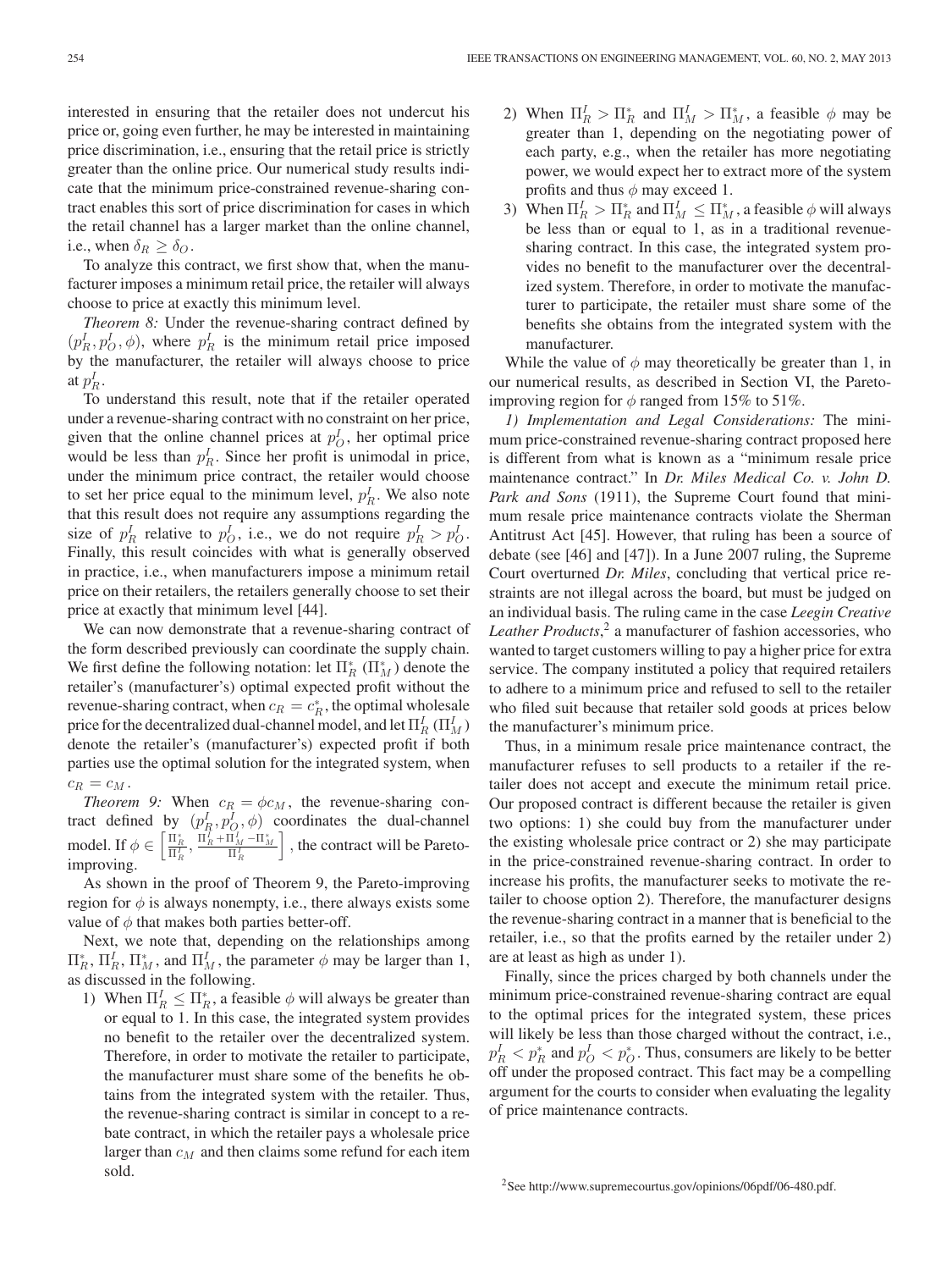interested in ensuring that the retailer does not undercut his price or, going even further, he may be interested in maintaining price discrimination, i.e., ensuring that the retail price is strictly greater than the online price. Our numerical study results indicate that the minimum price-constrained revenue-sharing contract enables this sort of price discrimination for cases in which the retail channel has a larger market than the online channel, i.e., when $\delta_R \geq \delta_O$.

To analyze this contract, we first show that, when the manufacturer imposes a minimum retail price, the retailer will always choose to price at exactly this minimum level.

*Theorem 8:* Under the revenue-sharing contract defined by $(p_R^I, p_O^I, \phi)$, where $p_R^I$ is the minimum retail price imposed by the manufacturer, the retailer will always choose to price at $p_R^I$.

To understand this result, note that if the retailer operated under a revenue-sharing contract with no constraint on her price, given that the online channel prices at $p_O^I$, her optimal price would be less than $p_R^I$. Since her profit is unimodal in price, under the minimum price contract, the retailer would choose to set her price equal to the minimum level, $p_R^I$. We also note that this result does not require any assumptions regarding the size of $p_R^I$ relative to $p_O^I$, i.e., we do not require $p_R^I > p_O^I$. Finally, this result coincides with what is generally observed in practice, i.e., when manufacturers impose a minimum retail price on their retailers, the retailers generally choose to set their price at exactly that minimum level [44].

We can now demonstrate that a revenue-sharing contract of the form described previously can coordinate the supply chain. We first define the following notation: let $\Pi_R^*$ ($\Pi_M^*$) denote the retailer's (manufacturer's) optimal expected profit without the revenue-sharing contract, when $c_R = c_R^*$, the optimal wholesale price for the decentralized dual-channel model, and let $\Pi_R^I$ ($\Pi_M^I$) denote the retailer's (manufacturer's) expected profit if both parties use the optimal solution for the integrated system, when $c_R = c_M$.

*Theorem 9:* When $c_R = \phi c_M$, the revenue-sharing contract defined by $(p_R^I, p_O^I, \phi)$ coordinates the dual-channel model. If $\phi \in \left[\frac{\Pi_R^*}{\Pi_R^I}, \frac{\Pi_R^I + \Pi_M^I - \Pi_M^*}{\Pi_R^I}\right]$, the contract will be Pareto-improving.

As shown in the proof of Theorem 9, the Pareto-improving region for $\phi$ is always nonempty, i.e., there always exists some value of $\phi$ that makes both parties better-off.

Next, we note that, depending on the relationships among $\Pi_R^*$, $\Pi_R^I$, $\Pi_M^*$, and $\Pi_M^I$, the parameter $\phi$ may be larger than 1, as discussed in the following.

1) When $\Pi_R^I \leq \Pi_R^*$, a feasible $\phi$ will always be greater than or equal to 1. In this case, the integrated system provides no benefit to the retailer over the decentralized system. Therefore, in order to motivate the retailer to participate, the manufacturer must share some of the benefits he obtains from the integrated system with the retailer. Thus, the revenue-sharing contract is similar in concept to a rebate contract, in which the retailer pays a wholesale price larger than $c_M$ and then claims some refund for each item sold.
2) When $\Pi_R^I > \Pi_R^*$ and $\Pi_M^I > \Pi_M^*$, a feasible $\phi$ may be greater than 1, depending on the negotiating power of each party, e.g., when the retailer has more negotiating power, we would expect her to extract more of the system profits and thus $\phi$ may exceed 1.
3) When $\Pi_R^I > \Pi_R^*$ and $\Pi_M^I \leq \Pi_M^*$, a feasible $\phi$ will always be less than or equal to 1, as in a traditional revenue-sharing contract. In this case, the integrated system provides no benefit to the manufacturer over the decentralized system. Therefore, in order to motivate the manufacturer to participate, the retailer must share some of the benefits she obtains from the integrated system with the manufacturer.

While the value of $\phi$ may theoretically be greater than 1, in our numerical results, as described in Section VI, the Pareto-improving region for $\phi$ ranged from 15% to 51%.

*1) Implementation and Legal Considerations:* The minimum price-constrained revenue-sharing contract proposed here is different from what is known as a "minimum resale price maintenance contract." In *Dr. Miles Medical Co. v. John D. Park and Sons* (1911), the Supreme Court found that minimum resale price maintenance contracts violate the Sherman Antitrust Act [45]. However, that ruling has been a source of debate (see [46] and [47]). In a June 2007 ruling, the Supreme Court overturned *Dr. Miles*, concluding that vertical price restraints are not illegal across the board, but must be judged on an individual basis. The ruling came in the case *Leegin Creative Leather Products*,[2] a manufacturer of fashion accessories, who wanted to target customers willing to pay a higher price for extra service. The company instituted a policy that required retailers to adhere to a minimum price and refused to sell to the retailer who filed suit because that retailer sold goods at prices below the manufacturer's minimum price.

Thus, in a minimum resale price maintenance contract, the manufacturer refuses to sell products to a retailer if the retailer does not accept and execute the minimum retail price. Our proposed contract is different because the retailer is given two options: 1) she could buy from the manufacturer under the existing wholesale price contract or 2) she may participate in the price-constrained revenue-sharing contract. In order to increase his profits, the manufacturer seeks to motivate the retailer to choose option 2). Therefore, the manufacturer designs the revenue-sharing contract in a manner that is beneficial to the retailer, i.e., so that the profits earned by the retailer under 2) are at least as high as under 1).

Finally, since the prices charged by both channels under the minimum price-constrained revenue-sharing contract are equal to the optimal prices for the integrated system, these prices will likely be less than those charged without the contract, i.e., $p_R^I < p_R^*$ and $p_O^I < p_O^*$. Thus, consumers are likely to be better off under the proposed contract. This fact may be a compelling argument for the courts to consider when evaluating the legality of price maintenance contracts.

[2] See http://www.supremecourtus.gov/opinions/06pdf/06-480.pdf.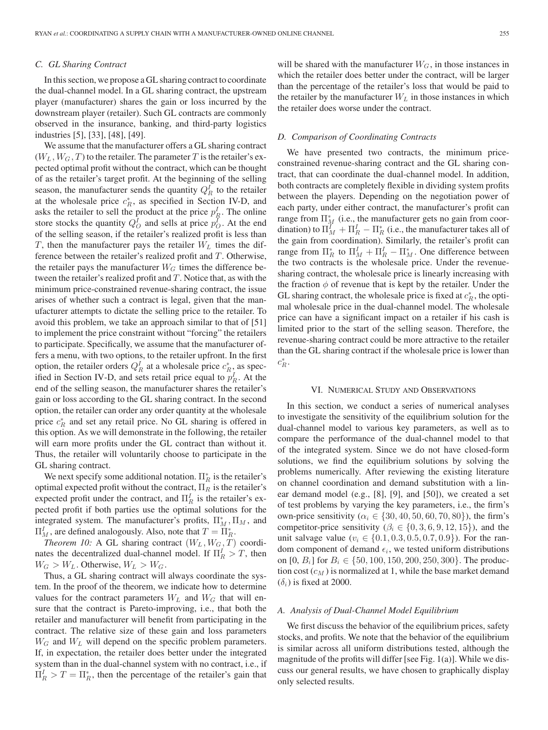### C. GL Sharing Contract

In this section, we propose a GL sharing contract to coordinate the dual-channel model. In a GL sharing contract, the upstream player (manufacturer) shares the gain or loss incurred by the downstream player (retailer). Such GL contracts are commonly observed in the insurance, banking, and third-party logistics industries [5], [33], [48], [49].

We assume that the manufacturer offers a GL sharing contract $(W_L, W_G, T)$ to the retailer. The parameter $T$ is the retailer's expected optimal profit without the contract, which can be thought of as the retailer's target profit. At the beginning of the selling season, the manufacturer sends the quantity $Q_R^I$ to the retailer at the wholesale price $c_R^*$, as specified in Section IV-D, and asks the retailer to sell the product at the price $p_R^I$. The online store stocks the quantity $Q_O^I$ and sells at price $p_O^I$. At the end of the selling season, if the retailer's realized profit is less than $T$, then the manufacturer pays the retailer $W_L$ times the difference between the retailer's realized profit and $T$. Otherwise, the retailer pays the manufacturer $W_G$ times the difference between the retailer's realized profit and $T$. Notice that, as with the minimum price-constrained revenue-sharing contract, the issue arises of whether such a contract is legal, given that the manufacturer attempts to dictate the selling price to the retailer. To avoid this problem, we take an approach similar to that of [51] to implement the price constraint without "forcing" the retailers to participate. Specifically, we assume that the manufacturer offers a menu, with two options, to the retailer upfront. In the first option, the retailer orders $Q_R^I$ at a wholesale price $c_R^*$, as specified in Section IV-D, and sets retail price equal to $p_R^I$. At the end of the selling season, the manufacturer shares the retailer's gain or loss according to the GL sharing contract. In the second option, the retailer can order any order quantity at the wholesale price $c_R^*$ and set any retail price. No GL sharing is offered in this option. As we will demonstrate in the following, the retailer will earn more profits under the GL contract than without it. Thus, the retailer will voluntarily choose to participate in the GL sharing contract.

We next specify some additional notation. $\Pi_R^*$ is the retailer's optimal expected profit without the contract, $\Pi_R$ is the retailer's expected profit under the contract, and $\Pi_R^I$ is the retailer's expected profit if both parties use the optimal solutions for the integrated system. The manufacturer's profits, $\Pi_M^*, \Pi_M$, and $\Pi_M^I$, are defined analogously. Also, note that $T = \Pi_R^*$.

*Theorem 10:* A GL sharing contract $(W_L, W_G, T)$ coordinates the decentralized dual-channel model. If $\Pi_R^I > T$, then $W_G > W_L$. Otherwise, $W_L > W_G$.

Thus, a GL sharing contract will always coordinate the system. In the proof of the theorem, we indicate how to determine values for the contract parameters $W_L$ and $W_G$ that will ensure that the contract is Pareto-improving, i.e., that both the retailer and manufacturer will benefit from participating in the contract. The relative size of these gain and loss parameters $W_G$ and $W_L$ will depend on the specific problem parameters. If, in expectation, the retailer does better under the integrated system than in the dual-channel system with no contract, i.e., if $\Pi_R^I > T = \Pi_R^*$, then the percentage of the retailer's gain that will be shared with the manufacturer $W_G$, in those instances in which the retailer does better under the contract, will be larger than the percentage of the retailer's loss that would be paid to the retailer by the manufacturer $W_L$ in those instances in which the retailer does worse under the contract.

### D. Comparison of Coordinating Contracts

We have presented two contracts, the minimum price-constrained revenue-sharing contract and the GL sharing contract, that can coordinate the dual-channel model. In addition, both contracts are completely flexible in dividing system profits between the players. Depending on the negotiation power of each party, under either contract, the manufacturer's profit can range from $\Pi_M^*$ (i.e., the manufacturer gets no gain from coordination) to $\Pi_M^I + \Pi_R^I - \Pi_R^*$ (i.e., the manufacturer takes all of the gain from coordination). Similarly, the retailer's profit can range from $\Pi_R^*$ to $\Pi_M^I + \Pi_R^I - \Pi_M^*$. One difference between the two contracts is the wholesale price. Under the revenue-sharing contract, the wholesale price is linearly increasing with the fraction $\phi$ of revenue that is kept by the retailer. Under the GL sharing contract, the wholesale price is fixed at $c_R^*$, the optimal wholesale price in the dual-channel model. The wholesale price can have a significant impact on a retailer if his cash is limited prior to the start of the selling season. Therefore, the revenue-sharing contract could be more attractive to the retailer than the GL sharing contract if the wholesale price is lower than $c_R^*$.

## VI. Numerical Study and Observations

In this section, we conduct a series of numerical analyses to investigate the sensitivity of the equilibrium solution for the dual-channel model to various key parameters, as well as to compare the performance of the dual-channel model to that of the integrated system. Since we do not have closed-form solutions, we find the equilibrium solutions by solving the problems numerically. After reviewing the existing literature on channel coordination and demand substitution with a linear demand model (e.g., [8], [9], and [50]), we created a set of test problems by varying the key parameters, i.e., the firm's own-price sensitivity ($\alpha_i \in \{30, 40, 50, 60, 70, 80\}$), the firm's competitor-price sensitivity ($\beta_i \in \{0, 3, 6, 9, 12, 15\}$), and the unit salvage value ($v_i \in \{0.1, 0.3, 0.5, 0.7, 0.9\}$). For the random component of demand $\epsilon_i$, we tested uniform distributions on $[0, B_i]$ for $B_i \in \{50, 100, 150, 200, 250, 300\}$. The production cost ($c_M$) is normalized at 1, while the base market demand ($\delta_i$) is fixed at 2000.

### A. Analysis of Dual-Channel Model Equilibrium

We first discuss the behavior of the equilibrium prices, safety stocks, and profits. We note that the behavior of the equilibrium is similar across all uniform distributions tested, although the magnitude of the profits will differ [see Fig. 1(a)]. While we discuss our general results, we have chosen to graphically display only selected results.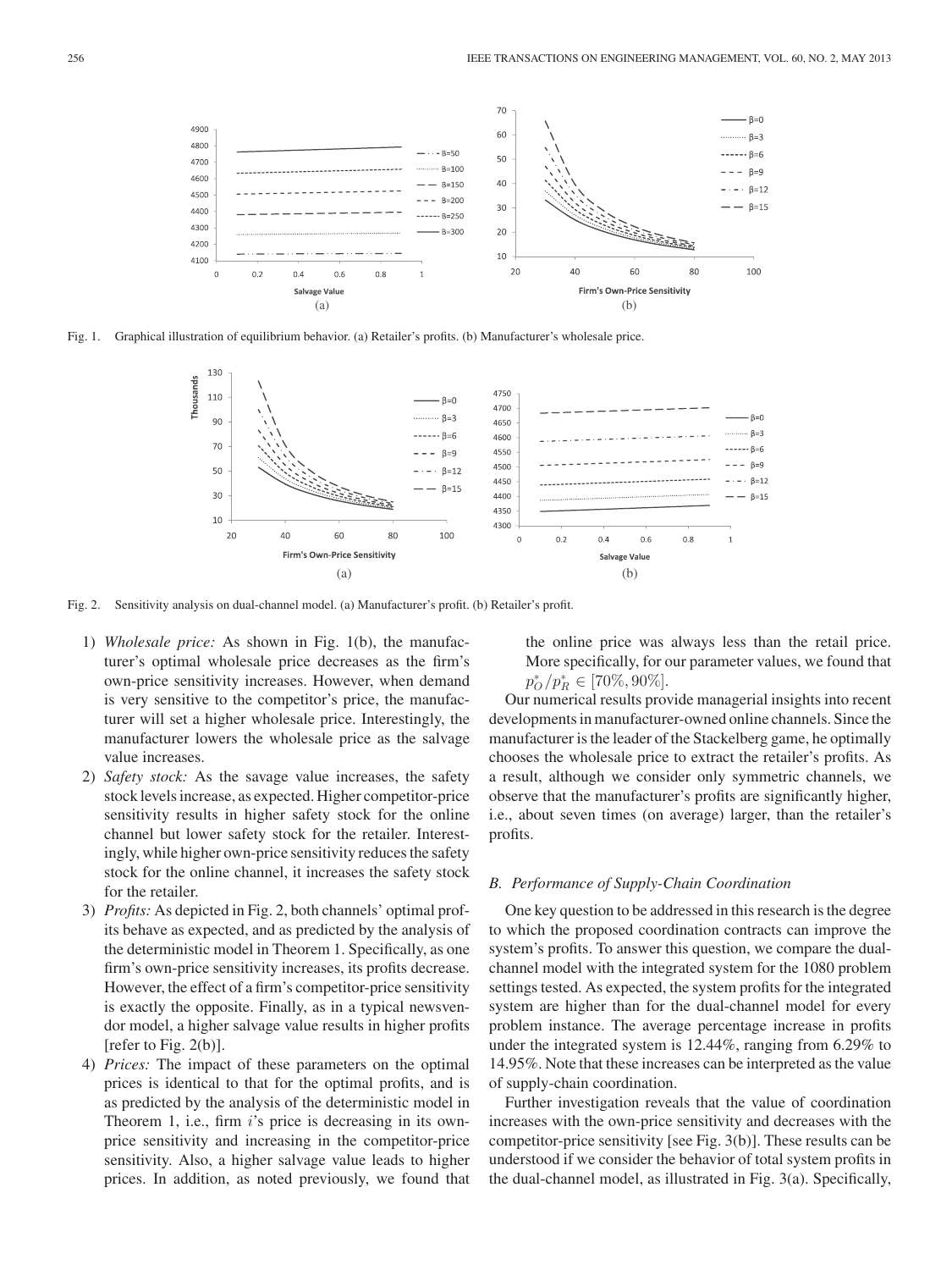Fig. 1. Graphical illustration of equilibrium behavior. (a) Retailer's profits. (b) Manufacturer's wholesale price.

Fig. 2. Sensitivity analysis on dual-channel model. (a) Manufacturer's profit. (b) Retailer's profit.

1) *Wholesale price:* As shown in Fig. 1(b), the manufacturer's optimal wholesale price decreases as the firm's own-price sensitivity increases. However, when demand is very sensitive to the competitor's price, the manufacturer will set a higher wholesale price. Interestingly, the manufacturer lowers the wholesale price as the salvage value increases.
2) *Safety stock:* As the savage value increases, the safety stock levels increase, as expected. Higher competitor-price sensitivity results in higher safety stock for the online channel but lower safety stock for the retailer. Interestingly, while higher own-price sensitivity reduces the safety stock for the online channel, it increases the safety stock for the retailer.
3) *Profits:* As depicted in Fig. 2, both channels' optimal profits behave as expected, and as predicted by the analysis of the deterministic model in Theorem 1. Specifically, as one firm's own-price sensitivity increases, its profits decrease. However, the effect of a firm's competitor-price sensitivity is exactly the opposite. Finally, as in a typical newsvendor model, a higher salvage value results in higher profits [refer to Fig. 2(b)].
4) *Prices:* The impact of these parameters on the optimal prices is identical to that for the optimal profits, and is as predicted by the analysis of the deterministic model in Theorem 1, i.e., firm $i$'s price is decreasing in its own-price sensitivity and increasing in the competitor-price sensitivity. Also, a higher salvage value leads to higher prices. In addition, as noted previously, we found that the online price was always less than the retail price. More specifically, for our parameter values, we found that $p_O^*/p_R^* \in [70\%, 90\%]$.

Our numerical results provide managerial insights into recent developments in manufacturer-owned online channels. Since the manufacturer is the leader of the Stackelberg game, he optimally chooses the wholesale price to extract the retailer's profits. As a result, although we consider only symmetric channels, we observe that the manufacturer's profits are significantly higher, i.e., about seven times (on average) larger, than the retailer's profits.

### B. Performance of Supply-Chain Coordination

One key question to be addressed in this research is the degree to which the proposed coordination contracts can improve the system's profits. To answer this question, we compare the dual-channel model with the integrated system for the 1080 problem settings tested. As expected, the system profits for the integrated system are higher than for the dual-channel model for every problem instance. The average percentage increase in profits under the integrated system is 12.44%, ranging from 6.29% to 14.95%. Note that these increases can be interpreted as the value of supply-chain coordination.

Further investigation reveals that the value of coordination increases with the own-price sensitivity and decreases with the competitor-price sensitivity [see Fig. 3(b)]. These results can be understood if we consider the behavior of total system profits in the dual-channel model, as illustrated in Fig. 3(a). Specifically,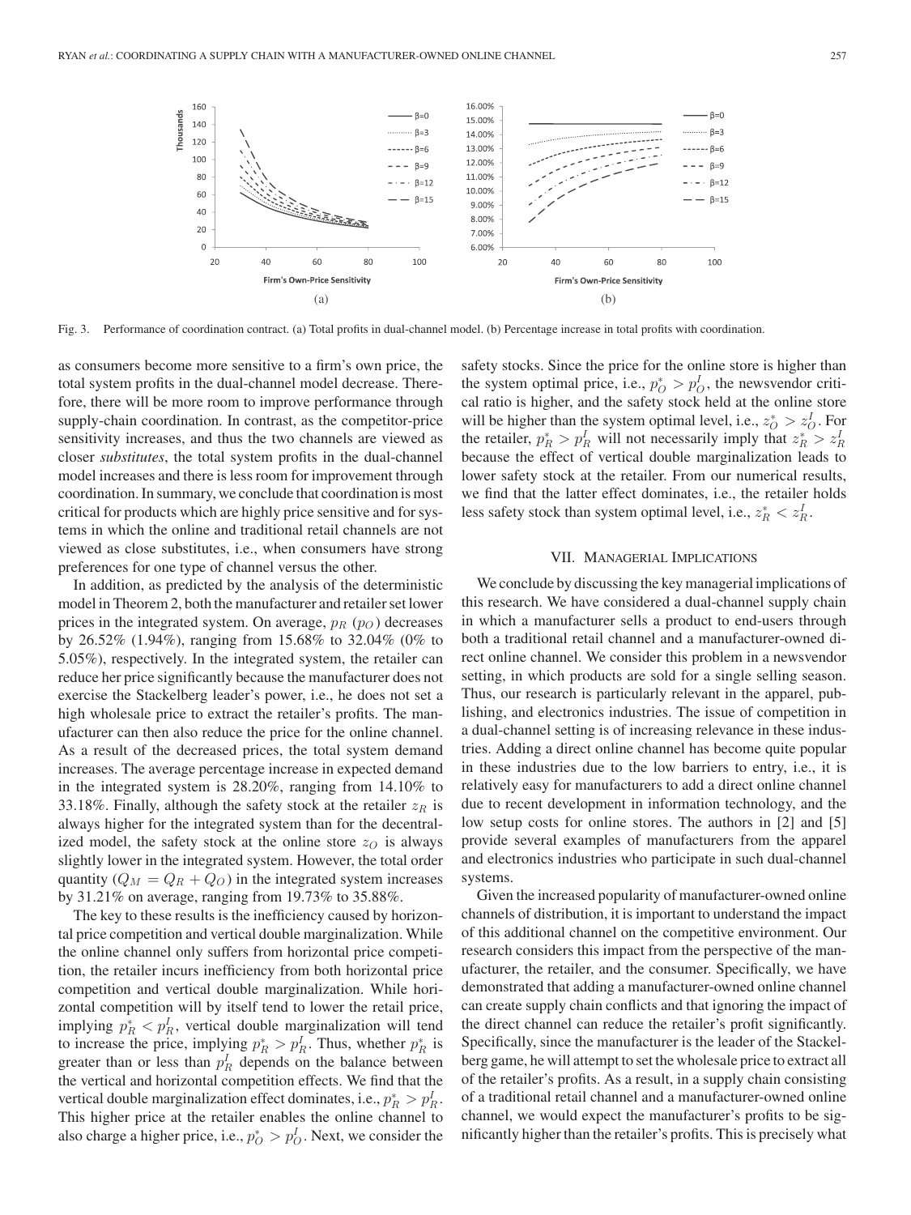160
Thousands
140
120
100
80
60
40
20
0
20 40 60 80 100
Firm's Own-Price Sensitivity
β=0
β=3
β=6
β=9
β=12
β=15
(a)

16.00%
15.00%
14.00%
13.00%
12.00%
11.00%
10.00%
9.00%
8.00%
7.00%
6.00%
20 40 60 80 100
Firm's Own-Price Sensitivity
β=0
β=3
β=6
β=9
β=12
β=15
(b)

Fig. 3. Performance of coordination contract. (a) Total profits in dual-channel model. (b) Percentage increase in total profits with coordination.

as consumers become more sensitive to a firm's own price, the total system profits in the dual-channel model decrease. Therefore, there will be more room to improve performance through supply-chain coordination. In contrast, as the competitor-price sensitivity increases, and thus the two channels are viewed as closer *substitutes*, the total system profits in the dual-channel model increases and there is less room for improvement through coordination. In summary, we conclude that coordination is most critical for products which are highly price sensitive and for systems in which the online and traditional retail channels are not viewed as close substitutes, i.e., when consumers have strong preferences for one type of channel versus the other.

In addition, as predicted by the analysis of the deterministic model in Theorem 2, both the manufacturer and retailer set lower prices in the integrated system. On average, $p_R$ ($p_O$) decreases by 26.52% (1.94%), ranging from 15.68% to 32.04% (0% to 5.05%), respectively. In the integrated system, the retailer can reduce her price significantly because the manufacturer does not exercise the Stackelberg leader's power, i.e., he does not set a high wholesale price to extract the retailer's profits. The manufacturer can then also reduce the price for the online channel. As a result of the decreased prices, the total system demand increases. The average percentage increase in expected demand in the integrated system is 28.20%, ranging from 14.10% to 33.18%. Finally, although the safety stock at the retailer $z_R$ is always higher for the integrated system than for the decentralized model, the safety stock at the online store $z_O$ is always slightly lower in the integrated system. However, the total order quantity ($Q_M = Q_R + Q_O$) in the integrated system increases by 31.21% on average, ranging from 19.73% to 35.88%.

The key to these results is the inefficiency caused by horizontal price competition and vertical double marginalization. While the online channel only suffers from horizontal price competition, the retailer incurs inefficiency from both horizontal price competition and vertical double marginalization. While horizontal competition will by itself tend to lower the retail price, implying $p_R^* < p_R^I$, vertical double marginalization will tend to increase the price, implying $p_R^* > p_R^I$. Thus, whether $p_R^*$ is greater than or less than $p_R^I$ depends on the balance between the vertical and horizontal competition effects. We find that the vertical double marginalization effect dominates, i.e., $p_R^* > p_R^I$. This higher price at the retailer enables the online channel to also charge a higher price, i.e., $p_O^* > p_O^I$. Next, we consider the safety stocks. Since the price for the online store is higher than the system optimal price, i.e., $p_O^* > p_O^I$, the newsvendor critical ratio is higher, and the safety stock held at the online store will be higher than the system optimal level, i.e., $z_O^* > z_O^I$. For the retailer, $p_R^* > p_R^I$ will not necessarily imply that $z_R^* > z_R^I$ because the effect of vertical double marginalization leads to lower safety stock at the retailer. From our numerical results, we find that the latter effect dominates, i.e., the retailer holds less safety stock than system optimal level, i.e., $z_R^* < z_R^I$.

## VII. Managerial Implications

We conclude by discussing the key managerial implications of this research. We have considered a dual-channel supply chain in which a manufacturer sells a product to end-users through both a traditional retail channel and a manufacturer-owned direct online channel. We consider this problem in a newsvendor setting, in which products are sold for a single selling season. Thus, our research is particularly relevant in the apparel, publishing, and electronics industries. The issue of competition in a dual-channel setting is of increasing relevance in these industries. Adding a direct online channel has become quite popular in these industries due to the low barriers to entry, i.e., it is relatively easy for manufacturers to add a direct online channel due to recent development in information technology, and the low setup costs for online stores. The authors in [2] and [5] provide several examples of manufacturers from the apparel and electronics industries who participate in such dual-channel systems.

Given the increased popularity of manufacturer-owned online channels of distribution, it is important to understand the impact of this additional channel on the competitive environment. Our research considers this impact from the perspective of the manufacturer, the retailer, and the consumer. Specifically, we have demonstrated that adding a manufacturer-owned online channel can create supply chain conflicts and that ignoring the impact of the direct channel can reduce the retailer's profit significantly. Specifically, since the manufacturer is the leader of the Stackelberg game, he will attempt to set the wholesale price to extract all of the retailer's profits. As a result, in a supply chain consisting of a traditional retail channel and a manufacturer-owned online channel, we would expect the manufacturer's profits to be significantly higher than the retailer's profits. This is precisely what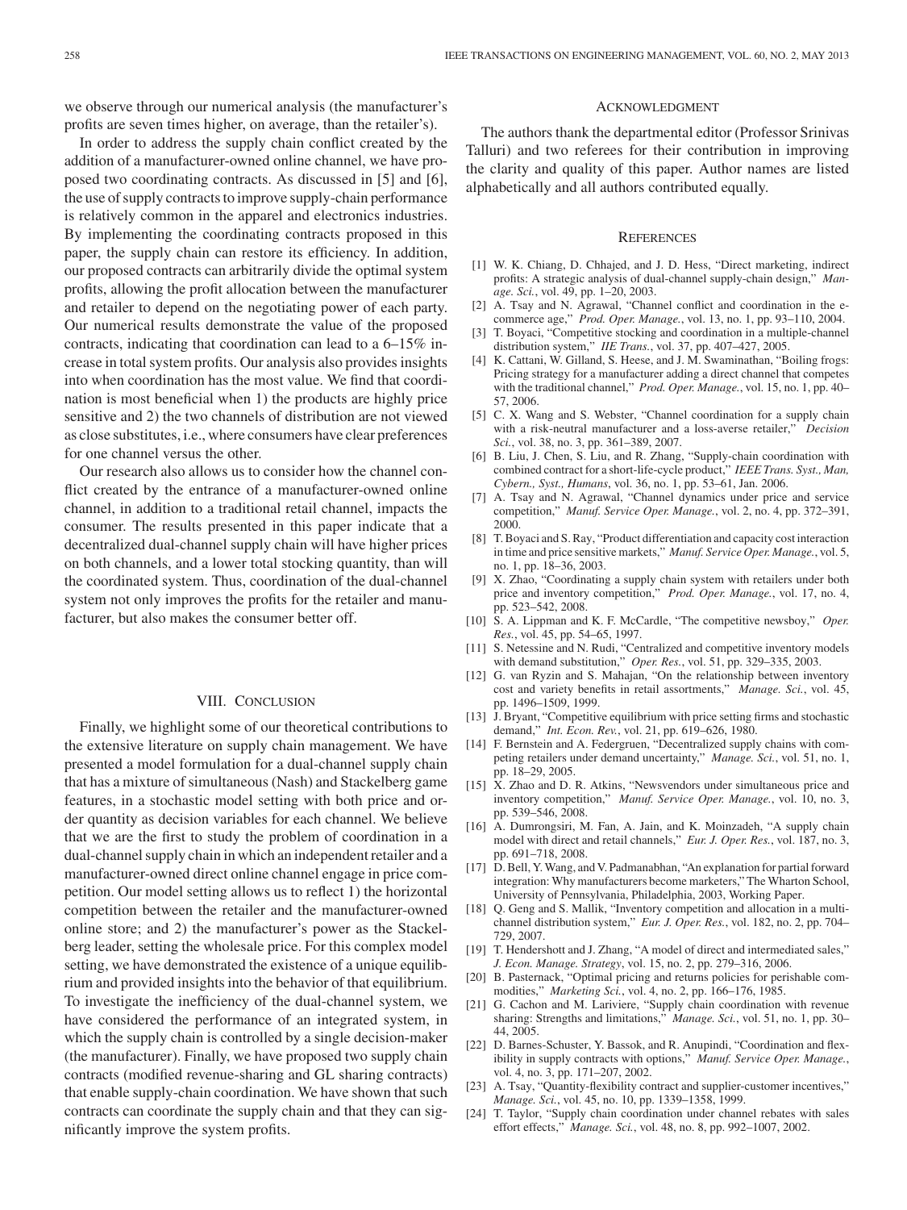we observe through our numerical analysis (the manufacturer's profits are seven times higher, on average, than the retailer's).

In order to address the supply chain conflict created by the addition of a manufacturer-owned online channel, we have proposed two coordinating contracts. As discussed in [5] and [6], the use of supply contracts to improve supply-chain performance is relatively common in the apparel and electronics industries. By implementing the coordinating contracts proposed in this paper, the supply chain can restore its efficiency. In addition, our proposed contracts can arbitrarily divide the optimal system profits, allowing the profit allocation between the manufacturer and retailer to depend on the negotiating power of each party. Our numerical results demonstrate the value of the proposed contracts, indicating that coordination can lead to a 6–15% increase in total system profits. Our analysis also provides insights into when coordination has the most value. We find that coordination is most beneficial when 1) the products are highly price sensitive and 2) the two channels of distribution are not viewed as close substitutes, i.e., where consumers have clear preferences for one channel versus the other.

Our research also allows us to consider how the channel conflict created by the entrance of a manufacturer-owned online channel, in addition to a traditional retail channel, impacts the consumer. The results presented in this paper indicate that a decentralized dual-channel supply chain will have higher prices on both channels, and a lower total stocking quantity, than will the coordinated system. Thus, coordination of the dual-channel system not only improves the profits for the retailer and manufacturer, but also makes the consumer better off.

## VIII. Conclusion

Finally, we highlight some of our theoretical contributions to the extensive literature on supply chain management. We have presented a model formulation for a dual-channel supply chain that has a mixture of simultaneous (Nash) and Stackelberg game features, in a stochastic model setting with both price and order quantity as decision variables for each channel. We believe that we are the first to study the problem of coordination in a dual-channel supply chain in which an independent retailer and a manufacturer-owned direct online channel engage in price competition. Our model setting allows us to reflect 1) the horizontal competition between the retailer and the manufacturer-owned online store; and 2) the manufacturer's power as the Stackelberg leader, setting the wholesale price. For this complex model setting, we have demonstrated the existence of a unique equilibrium and provided insights into the behavior of that equilibrium. To investigate the inefficiency of the dual-channel system, we have considered the performance of an integrated system, in which the supply chain is controlled by a single decision-maker (the manufacturer). Finally, we have proposed two supply chain contracts (modified revenue-sharing and GL sharing contracts) that enable supply-chain coordination. We have shown that such contracts can coordinate the supply chain and that they can significantly improve the system profits.

## Acknowledgment

The authors thank the departmental editor (Professor Srinivas Talluri) and two referees for their contribution in improving the clarity and quality of this paper. Author names are listed alphabetically and all authors contributed equally.

## References

[1] W. K. Chiang, D. Chhajed, and J. D. Hess, "Direct marketing, indirect profits: A strategic analysis of dual-channel supply-chain design," *Manage. Sci.*, vol. 49, pp. 1–20, 2003.

[2] A. Tsay and N. Agrawal, "Channel conflict and coordination in the e-commerce age," *Prod. Oper. Manage.*, vol. 13, no. 1, pp. 93–110, 2004.

[3] T. Boyaci, "Competitive stocking and coordination in a multiple-channel distribution system," *IIE Trans.*, vol. 37, pp. 407–427, 2005.

[4] K. Cattani, W. Gilland, S. Heese, and J. M. Swaminathan, "Boiling frogs: Pricing strategy for a manufacturer adding a direct channel that competes with the traditional channel," *Prod. Oper. Manage.*, vol. 15, no. 1, pp. 40–57, 2006.

[5] C. X. Wang and S. Webster, "Channel coordination for a supply chain with a risk-neutral manufacturer and a loss-averse retailer," *Decision Sci.*, vol. 38, no. 3, pp. 361–389, 2007.

[6] B. Liu, J. Chen, S. Liu, and R. Zhang, "Supply-chain coordination with combined contract for a short-life-cycle product," *IEEE Trans. Syst., Man, Cybern., Syst., Humans*, vol. 36, no. 1, pp. 53–61, Jan. 2006.

[7] A. Tsay and N. Agrawal, "Channel dynamics under price and service competition," *Manuf. Service Oper. Manage.*, vol. 2, no. 4, pp. 372–391, 2000.

[8] T. Boyaci and S. Ray, "Product differentiation and capacity cost interaction in time and price sensitive markets," *Manuf. Service Oper. Manage.*, vol. 5, no. 1, pp. 18–36, 2003.

[9] X. Zhao, "Coordinating a supply chain system with retailers under both price and inventory competition," *Prod. Oper. Manage.*, vol. 17, no. 4, pp. 523–542, 2008.

[10] S. A. Lippman and K. F. McCardle, "The competitive newsboy," *Oper. Res.*, vol. 45, pp. 54–65, 1997.

[11] S. Netessine and N. Rudi, "Centralized and competitive inventory models with demand substitution," *Oper. Res.*, vol. 51, pp. 329–335, 2003.

[12] G. van Ryzin and S. Mahajan, "On the relationship between inventory cost and variety benefits in retail assortments," *Manage. Sci.*, vol. 45, pp. 1496–1509, 1999.

[13] J. Bryant, "Competitive equilibrium with price setting firms and stochastic demand," *Int. Econ. Rev.*, vol. 21, pp. 619–626, 1980.

[14] F. Bernstein and A. Federgruen, "Decentralized supply chains with competing retailers under demand uncertainty," *Manage. Sci.*, vol. 51, no. 1, pp. 18–29, 2005.

[15] X. Zhao and D. R. Atkins, "Newsvendors under simultaneous price and inventory competition," *Manuf. Service Oper. Manage.*, vol. 10, no. 3, pp. 539–546, 2008.

[16] A. Dumrongsiri, M. Fan, A. Jain, and K. Moinzadeh, "A supply chain model with direct and retail channels," *Eur. J. Oper. Res.*, vol. 187, no. 3, pp. 691–718, 2008.

[17] D. Bell, Y. Wang, and V. Padmanabhan, "An explanation for partial forward integration: Why manufacturers become marketers," The Wharton School, University of Pennsylvania, Philadelphia, 2003, Working Paper.

[18] Q. Geng and S. Mallik, "Inventory competition and allocation in a multi-channel distribution system," *Eur. J. Oper. Res.*, vol. 182, no. 2, pp. 704–729, 2007.

[19] T. Hendershott and J. Zhang, "A model of direct and intermediated sales," *J. Econ. Manage. Strategy*, vol. 15, no. 2, pp. 279–316, 2006.

[20] B. Pasternack, "Optimal pricing and returns policies for perishable commodities," *Marketing Sci.*, vol. 4, no. 2, pp. 166–176, 1985.

[21] G. Cachon and M. Lariviere, "Supply chain coordination with revenue sharing: Strengths and limitations," *Manage. Sci.*, vol. 51, no. 1, pp. 30–44, 2005.

[22] D. Barnes-Schuster, Y. Bassok, and R. Anupindi, "Coordination and flexibility in supply contracts with options," *Manuf. Service Oper. Manage.*, vol. 4, no. 3, pp. 171–207, 2002.

[23] A. Tsay, "Quantity-flexibility contract and supplier-customer incentives," *Manage. Sci.*, vol. 45, no. 10, pp. 1339–1358, 1999.

[24] T. Taylor, "Supply chain coordination under channel rebates with sales effort effects," *Manage. Sci.*, vol. 48, no. 8, pp. 992–1007, 2002.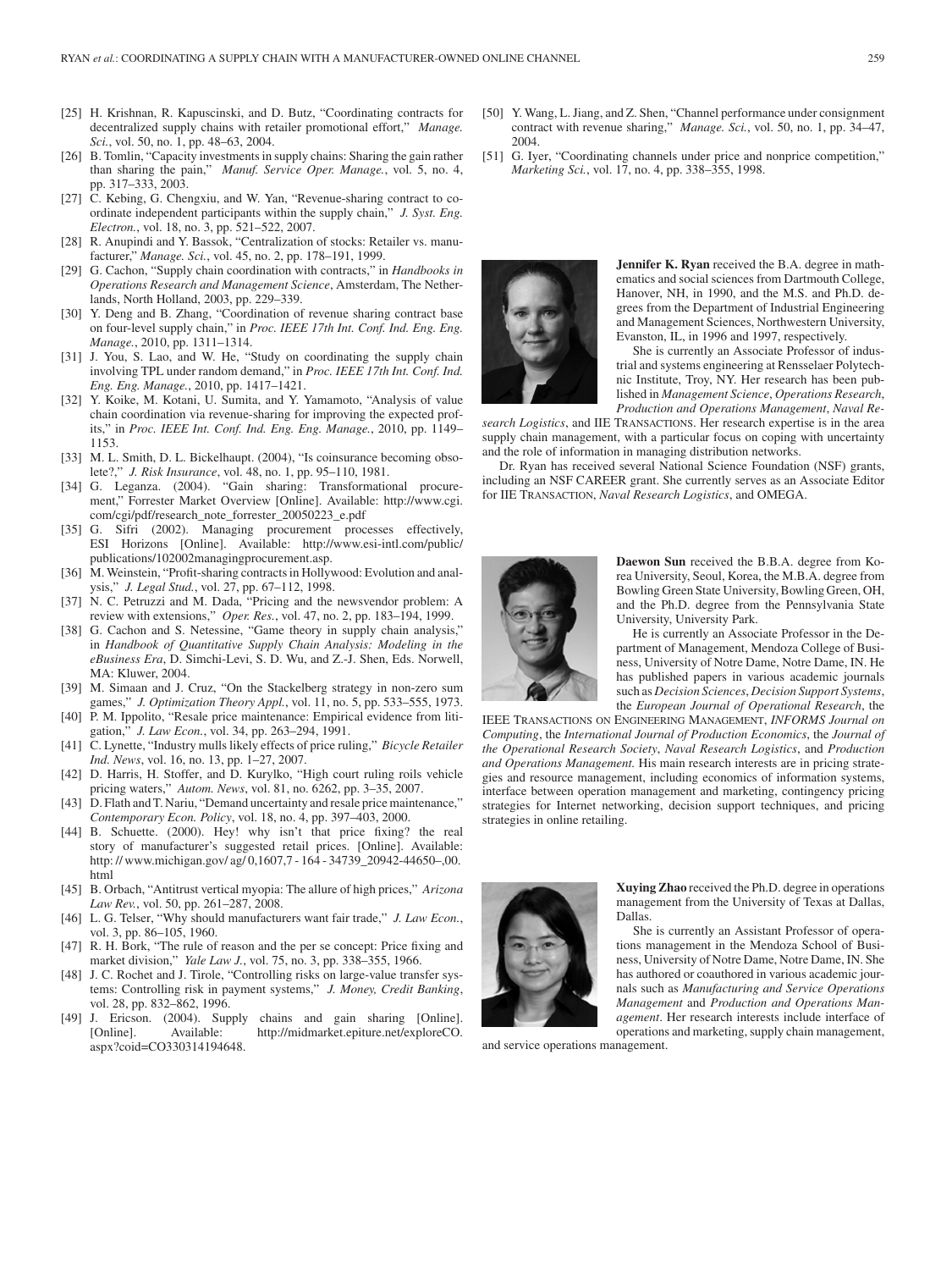[25] H. Krishnan, R. Kapuscinski, and D. Butz, "Coordinating contracts for decentralized supply chains with retailer promotional effort," *Manage. Sci.*, vol. 50, no. 1, pp. 48–63, 2004.

[26] B. Tomlin, "Capacity investments in supply chains: Sharing the gain rather than sharing the pain," *Manuf. Service Oper. Manage.*, vol. 5, no. 4, pp. 317–333, 2003.

[27] C. Kebing, G. Chengxiu, and W. Yan, "Revenue-sharing contract to coordinate independent participants within the supply chain," *J. Syst. Eng. Electron.*, vol. 18, no. 3, pp. 521–522, 2007.

[28] R. Anupindi and Y. Bassok, "Centralization of stocks: Retailer vs. manufacturer," *Manage. Sci.*, vol. 45, no. 2, pp. 178–191, 1999.

[29] G. Cachon, "Supply chain coordination with contracts," in *Handbooks in Operations Research and Management Science*, Amsterdam, The Netherlands, North Holland, 2003, pp. 229–339.

[30] Y. Deng and B. Zhang, "Coordination of revenue sharing contract base on four-level supply chain," in *Proc. IEEE 17th Int. Conf. Ind. Eng. Eng. Manage.*, 2010, pp. 1311–1314.

[31] J. You, S. Lao, and W. He, "Study on coordinating the supply chain involving TPL under random demand," in *Proc. IEEE 17th Int. Conf. Ind. Eng. Eng. Manage.*, 2010, pp. 1417–1421.

[32] Y. Koike, M. Kotani, U. Sumita, and Y. Yamamoto, "Analysis of value chain coordination via revenue-sharing for improving the expected profits," in *Proc. IEEE Int. Conf. Ind. Eng. Eng. Manage.*, 2010, pp. 1149–1153.

[33] M. L. Smith, D. L. Bickelhaupt. (2004), "Is coinsurance becoming obsolete?," *J. Risk Insurance*, vol. 48, no. 1, pp. 95–110, 1981.

[34] G. Leganza. (2004). "Gain sharing: Transformational procurement," Forrester Market Overview [Online]. Available: http://www.cgi.com/cgi/pdf/research_note_forrester_20050223_e.pdf

[35] G. Sifri (2002). Managing procurement processes effectively, ESI Horizons [Online]. Available: http://www.esi-intl.com/public/publications/102002managingprocurement.asp.

[36] M. Weinstein, "Profit-sharing contracts in Hollywood: Evolution and analysis," *J. Legal Stud.*, vol. 27, pp. 67–112, 1998.

[37] N. C. Petruzzi and M. Dada, "Pricing and the newsvendor problem: A review with extensions," *Oper. Res.*, vol. 47, no. 2, pp. 183–194, 1999.

[38] G. Cachon and S. Netessine, "Game theory in supply chain analysis," in *Handbook of Quantitative Supply Chain Analysis: Modeling in the eBusiness Era*, D. Simchi-Levi, S. D. Wu, and Z.-J. Shen, Eds. Norwell, MA: Kluwer, 2004.

[39] M. Simaan and J. Cruz, "On the Stackelberg strategy in non-zero sum games," *J. Optimization Theory Appl.*, vol. 11, no. 5, pp. 533–555, 1973.

[40] P. M. Ippolito, "Resale price maintenance: Empirical evidence from litigation," *J. Law Econ.*, vol. 34, pp. 263–294, 1991.

[41] C. Lynette, "Industry mulls likely effects of price ruling," *Bicycle Retailer Ind. News*, vol. 16, no. 13, pp. 1–27, 2007.

[42] D. Harris, H. Stoffer, and D. Kurylko, "High court ruling roils vehicle pricing waters," *Autom. News*, vol. 81, no. 6262, pp. 3–35, 2007.

[43] D. Flath and T. Nariu, "Demand uncertainty and resale price maintenance," *Contemporary Econ. Policy*, vol. 18, no. 4, pp. 397–403, 2000.

[44] B. Schuette. (2000). Hey! why isn't that price fixing? the real story of manufacturer's suggested retail prices. [Online]. Available: http: // www.michigan.gov/ ag/ 0,1607,7 - 164 - 34739_20942-44650–,00.html

[45] B. Orbach, "Antitrust vertical myopia: The allure of high prices," *Arizona Law Rev.*, vol. 50, pp. 261–287, 2008.

[46] L. G. Telser, "Why should manufacturers want fair trade," *J. Law Econ.*, vol. 3, pp. 86–105, 1960.

[47] R. H. Bork, "The rule of reason and the per se concept: Price fixing and market division," *Yale Law J.*, vol. 75, no. 3, pp. 338–355, 1966.

[48] J. C. Rochet and J. Tirole, "Controlling risks on large-value transfer systems: Controlling risk in payment systems," *J. Money, Credit Banking*, vol. 28, pp. 832–862, 1996.

[49] J. Ericson. (2004). Supply chains and gain sharing [Online]. [Online]. Available: http://midmarket.epiture.net/exploreCO.aspx?coid=CO330314194648.

[50] Y. Wang, L. Jiang, and Z. Shen, "Channel performance under consignment contract with revenue sharing," *Manage. Sci.*, vol. 50, no. 1, pp. 34–47, 2004.

[51] G. Iyer, "Coordinating channels under price and nonprice competition," *Marketing Sci.*, vol. 17, no. 4, pp. 338–355, 1998.

**Jennifer K. Ryan** received the B.A. degree in mathematics and social sciences from Dartmouth College, Hanover, NH, in 1990, and the M.S. and Ph.D. degrees from the Department of Industrial Engineering and Management Sciences, Northwestern University, Evanston, IL, in 1996 and 1997, respectively.

She is currently an Associate Professor of industrial and systems engineering at Rensselaer Polytechnic Institute, Troy, NY. Her research has been published in *Management Science*, *Operations Research*, *Production and Operations Management*, *Naval Research Logistics*, and IIE TRANSACTIONS. Her research expertise is in the area supply chain management, with a particular focus on coping with uncertainty and the role of information in managing distribution networks.

Dr. Ryan has received several National Science Foundation (NSF) grants, including an NSF CAREER grant. She currently serves as an Associate Editor for IIE TRANSACTION, *Naval Research Logistics*, and OMEGA.

**Daewon Sun** received the B.B.A. degree from Korea University, Seoul, Korea, the M.B.A. degree from Bowling Green State University, Bowling Green, OH, and the Ph.D. degree from the Pennsylvania State University, University Park.

He is currently an Associate Professor in the Department of Management, Mendoza College of Business, University of Notre Dame, Notre Dame, IN. He has published papers in various academic journals such as *Decision Sciences*, *Decision Support Systems*, the *European Journal of Operational Research*, the IEEE TRANSACTIONS ON ENGINEERING MANAGEMENT, *INFORMS Journal on Computing*, the *International Journal of Production Economics*, the *Journal of the Operational Research Society*, *Naval Research Logistics*, and *Production and Operations Management.* His main research interests are in pricing strategies and resource management, including economics of information systems, interface between operation management and marketing, contingency pricing strategies for Internet networking, decision support techniques, and pricing strategies in online retailing.

**Xuying Zhao** received the Ph.D. degree in operations management from the University of Texas at Dallas, Dallas.

She is currently an Assistant Professor of operations management in the Mendoza School of Business, University of Notre Dame, Notre Dame, IN. She has authored or coauthored in various academic journals such as *Manufacturing and Service Operations Management* and *Production and Operations Management*. Her research interests include interface of operations and marketing, supply chain management, and service operations management.